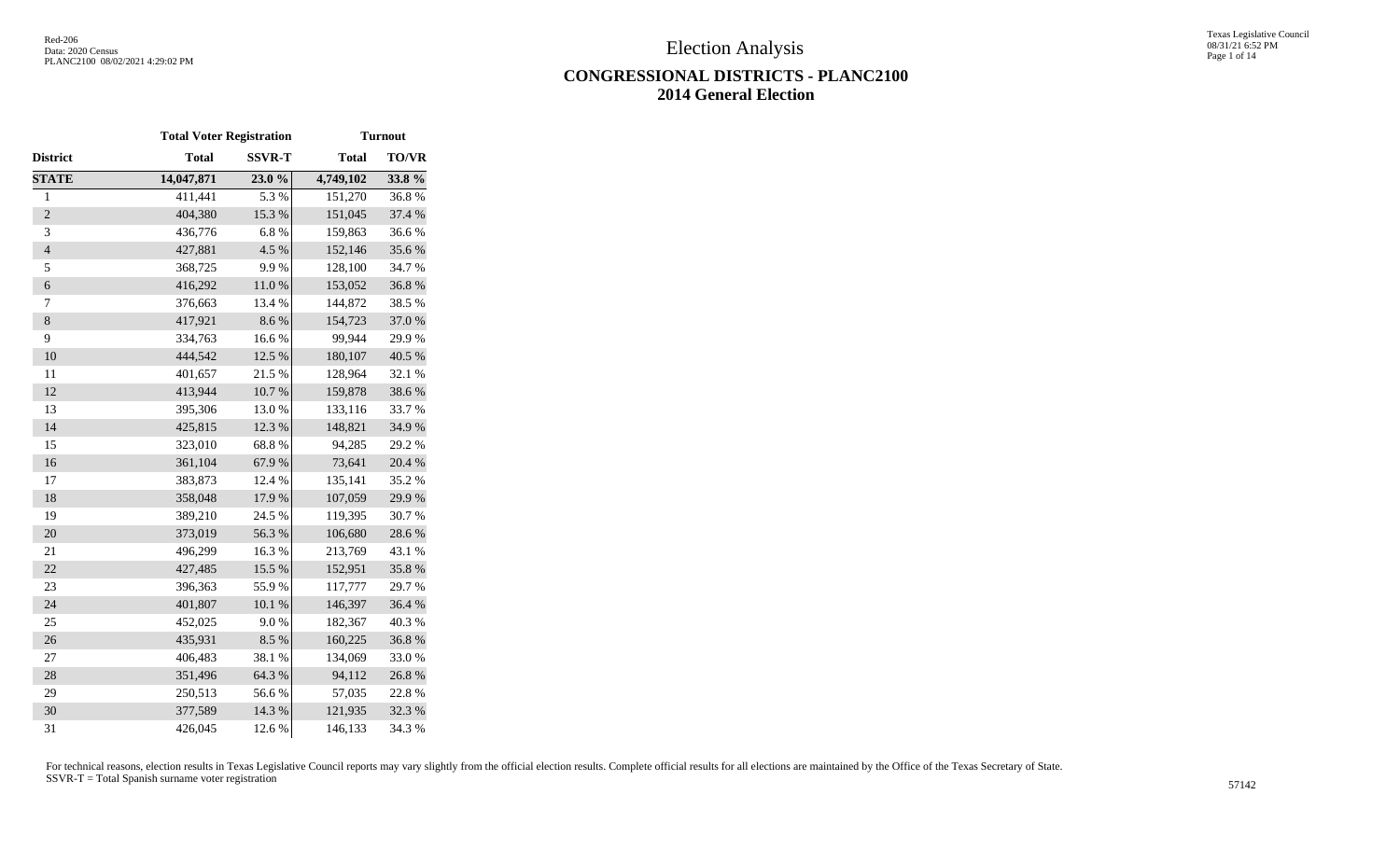# Election Analysis

## CONGRESSIONAL DISTRICTS - PLANC2100
## 2014 General Election

| | Total Voter Registration | | Turnout | |
|---|---|---|---|---|
| District | Total | SSVR-T | Total | TO/VR |
| **STATE** | **14,047,871** | **23.0 %** | **4,749,102** | **33.8 %** |
| 1 | 411,441 | 5.3 % | 151,270 | 36.8 % |
| 2 | 404,380 | 15.3 % | 151,045 | 37.4 % |
| 3 | 436,776 | 6.8 % | 159,863 | 36.6 % |
| 4 | 427,881 | 4.5 % | 152,146 | 35.6 % |
| 5 | 368,725 | 9.9 % | 128,100 | 34.7 % |
| 6 | 416,292 | 11.0 % | 153,052 | 36.8 % |
| 7 | 376,663 | 13.4 % | 144,872 | 38.5 % |
| 8 | 417,921 | 8.6 % | 154,723 | 37.0 % |
| 9 | 334,763 | 16.6 % | 99,944 | 29.9 % |
| 10 | 444,542 | 12.5 % | 180,107 | 40.5 % |
| 11 | 401,657 | 21.5 % | 128,964 | 32.1 % |
| 12 | 413,944 | 10.7 % | 159,878 | 38.6 % |
| 13 | 395,306 | 13.0 % | 133,116 | 33.7 % |
| 14 | 425,815 | 12.3 % | 148,821 | 34.9 % |
| 15 | 323,010 | 68.8 % | 94,285 | 29.2 % |
| 16 | 361,104 | 67.9 % | 73,641 | 20.4 % |
| 17 | 383,873 | 12.4 % | 135,141 | 35.2 % |
| 18 | 358,048 | 17.9 % | 107,059 | 29.9 % |
| 19 | 389,210 | 24.5 % | 119,395 | 30.7 % |
| 20 | 373,019 | 56.3 % | 106,680 | 28.6 % |
| 21 | 496,299 | 16.3 % | 213,769 | 43.1 % |
| 22 | 427,485 | 15.5 % | 152,951 | 35.8 % |
| 23 | 396,363 | 55.9 % | 117,777 | 29.7 % |
| 24 | 401,807 | 10.1 % | 146,397 | 36.4 % |
| 25 | 452,025 | 9.0 % | 182,367 | 40.3 % |
| 26 | 435,931 | 8.5 % | 160,225 | 36.8 % |
| 27 | 406,483 | 38.1 % | 134,069 | 33.0 % |
| 28 | 351,496 | 64.3 % | 94,112 | 26.8 % |
| 29 | 250,513 | 56.6 % | 57,035 | 22.8 % |
| 30 | 377,589 | 14.3 % | 121,935 | 32.3 % |
| 31 | 426,045 | 12.6 % | 146,133 | 34.3 % |

For technical reasons, election results in Texas Legislative Council reports may vary slightly from the official election results. Complete official results for all elections are maintained by the Office of the Texas Secretary of State.
SSVR-T = Total Spanish surname voter registration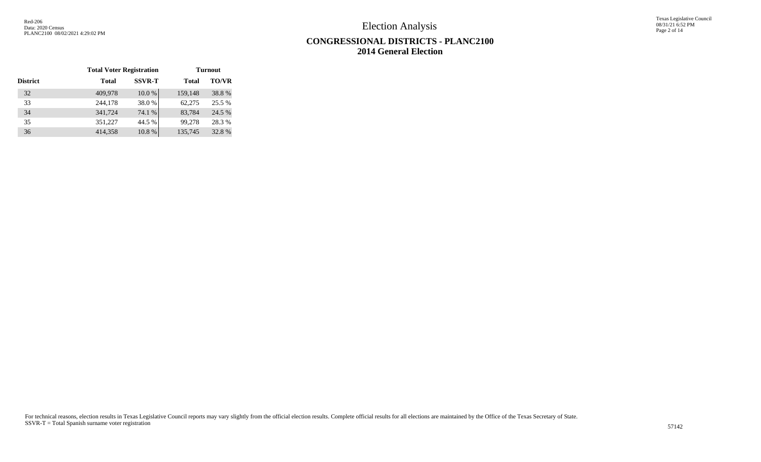# Election Analysis

## CONGRESSIONAL DISTRICTS - PLANC2100
## 2014 General Election

| | Total Voter Registration | | Turnout | |
|---|---|---|---|---|
| District | Total | SSVR-T | Total | TO/VR |
| 32 | 409,978 | 10.0 % | 159,148 | 38.8 % |
| 33 | 244,178 | 38.0 % | 62,275 | 25.5 % |
| 34 | 341,724 | 74.1 % | 83,784 | 24.5 % |
| 35 | 351,227 | 44.5 % | 99,278 | 28.3 % |
| 36 | 414,358 | 10.8 % | 135,745 | 32.8 % |

For technical reasons, election results in Texas Legislative Council reports may vary slightly from the official election results. Complete official results for all elections are maintained by the Office of the Texas Secretary of State.
SSVR-T = Total Spanish surname voter registration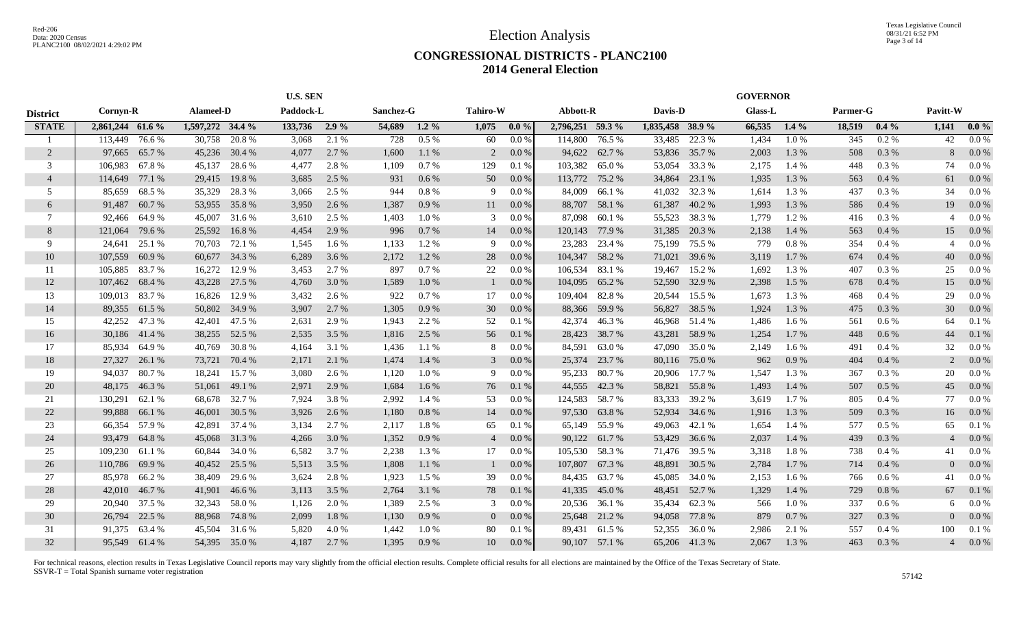# Election Analysis

## CONGRESSIONAL DISTRICTS - PLANC2100
## 2014 General Election

| | U.S. SEN | | | | | | | | | | GOVERNOR | | | | | | | | | |
|---|---|---|---|---|---|---|---|---|---|---|---|---|---|---|---|---|---|---|---|---|
| **District** | **Cornyn-R** | | **Alameel-D** | | **Paddock-L** | | **Sanchez-G** | | **Tahiro-W** | | **Abbott-R** | | **Davis-D** | | **Glass-L** | | **Parmer-G** | | **Pavitt-W** | |
| **STATE** | **2,861,244** | **61.6 %** | **1,597,272** | **34.4 %** | **133,736** | **2.9 %** | **54,689** | **1.2 %** | **1,075** | **0.0 %** | **2,796,251** | **59.3 %** | **1,835,458** | **38.9 %** | **66,535** | **1.4 %** | **18,519** | **0.4 %** | **1,141** | **0.0 %** |
| 1 | 113,449 | 76.6 % | 30,758 | 20.8 % | 3,068 | 2.1 % | 728 | 0.5 % | 60 | 0.0 % | 114,800 | 76.5 % | 33,485 | 22.3 % | 1,434 | 1.0 % | 345 | 0.2 % | 42 | 0.0 % |
| 2 | 97,665 | 65.7 % | 45,236 | 30.4 % | 4,077 | 2.7 % | 1,600 | 1.1 % | 2 | 0.0 % | 94,622 | 62.7 % | 53,836 | 35.7 % | 2,003 | 1.3 % | 508 | 0.3 % | 8 | 0.0 % |
| 3 | 106,983 | 67.8 % | 45,137 | 28.6 % | 4,477 | 2.8 % | 1,109 | 0.7 % | 129 | 0.1 % | 103,382 | 65.0 % | 53,054 | 33.3 % | 2,175 | 1.4 % | 448 | 0.3 % | 74 | 0.0 % |
| 4 | 114,649 | 77.1 % | 29,415 | 19.8 % | 3,685 | 2.5 % | 931 | 0.6 % | 50 | 0.0 % | 113,772 | 75.2 % | 34,864 | 23.1 % | 1,935 | 1.3 % | 563 | 0.4 % | 61 | 0.0 % |
| 5 | 85,659 | 68.5 % | 35,329 | 28.3 % | 3,066 | 2.5 % | 944 | 0.8 % | 9 | 0.0 % | 84,009 | 66.1 % | 41,032 | 32.3 % | 1,614 | 1.3 % | 437 | 0.3 % | 34 | 0.0 % |
| 6 | 91,487 | 60.7 % | 53,955 | 35.8 % | 3,950 | 2.6 % | 1,387 | 0.9 % | 11 | 0.0 % | 88,707 | 58.1 % | 61,387 | 40.2 % | 1,993 | 1.3 % | 586 | 0.4 % | 19 | 0.0 % |
| 7 | 92,466 | 64.9 % | 45,007 | 31.6 % | 3,610 | 2.5 % | 1,403 | 1.0 % | 3 | 0.0 % | 87,098 | 60.1 % | 55,523 | 38.3 % | 1,779 | 1.2 % | 416 | 0.3 % | 4 | 0.0 % |
| 8 | 121,064 | 79.6 % | 25,592 | 16.8 % | 4,454 | 2.9 % | 996 | 0.7 % | 14 | 0.0 % | 120,143 | 77.9 % | 31,385 | 20.3 % | 2,138 | 1.4 % | 563 | 0.4 % | 15 | 0.0 % |
| 9 | 24,641 | 25.1 % | 70,703 | 72.1 % | 1,545 | 1.6 % | 1,133 | 1.2 % | 9 | 0.0 % | 23,283 | 23.4 % | 75,199 | 75.5 % | 779 | 0.8 % | 354 | 0.4 % | 4 | 0.0 % |
| 10 | 107,559 | 60.9 % | 60,677 | 34.3 % | 6,289 | 3.6 % | 2,172 | 1.2 % | 28 | 0.0 % | 104,347 | 58.2 % | 71,021 | 39.6 % | 3,119 | 1.7 % | 674 | 0.4 % | 40 | 0.0 % |
| 11 | 105,885 | 83.7 % | 16,272 | 12.9 % | 3,453 | 2.7 % | 897 | 0.7 % | 22 | 0.0 % | 106,534 | 83.1 % | 19,467 | 15.2 % | 1,692 | 1.3 % | 407 | 0.3 % | 25 | 0.0 % |
| 12 | 107,462 | 68.4 % | 43,228 | 27.5 % | 4,760 | 3.0 % | 1,589 | 1.0 % | 1 | 0.0 % | 104,095 | 65.2 % | 52,590 | 32.9 % | 2,398 | 1.5 % | 678 | 0.4 % | 15 | 0.0 % |
| 13 | 109,013 | 83.7 % | 16,826 | 12.9 % | 3,432 | 2.6 % | 922 | 0.7 % | 17 | 0.0 % | 109,404 | 82.8 % | 20,544 | 15.5 % | 1,673 | 1.3 % | 468 | 0.4 % | 29 | 0.0 % |
| 14 | 89,355 | 61.5 % | 50,802 | 34.9 % | 3,907 | 2.7 % | 1,305 | 0.9 % | 30 | 0.0 % | 88,366 | 59.9 % | 56,827 | 38.5 % | 1,924 | 1.3 % | 475 | 0.3 % | 30 | 0.0 % |
| 15 | 42,252 | 47.3 % | 42,401 | 47.5 % | 2,631 | 2.9 % | 1,943 | 2.2 % | 52 | 0.1 % | 42,374 | 46.3 % | 46,968 | 51.4 % | 1,486 | 1.6 % | 561 | 0.6 % | 64 | 0.1 % |
| 16 | 30,186 | 41.4 % | 38,255 | 52.5 % | 2,535 | 3.5 % | 1,816 | 2.5 % | 56 | 0.1 % | 28,423 | 38.7 % | 43,281 | 58.9 % | 1,254 | 1.7 % | 448 | 0.6 % | 44 | 0.1 % |
| 17 | 85,934 | 64.9 % | 40,769 | 30.8 % | 4,164 | 3.1 % | 1,436 | 1.1 % | 8 | 0.0 % | 84,591 | 63.0 % | 47,090 | 35.0 % | 2,149 | 1.6 % | 491 | 0.4 % | 32 | 0.0 % |
| 18 | 27,327 | 26.1 % | 73,721 | 70.4 % | 2,171 | 2.1 % | 1,474 | 1.4 % | 3 | 0.0 % | 25,374 | 23.7 % | 80,116 | 75.0 % | 962 | 0.9 % | 404 | 0.4 % | 2 | 0.0 % |
| 19 | 94,037 | 80.7 % | 18,241 | 15.7 % | 3,080 | 2.6 % | 1,120 | 1.0 % | 9 | 0.0 % | 95,233 | 80.7 % | 20,906 | 17.7 % | 1,547 | 1.3 % | 367 | 0.3 % | 20 | 0.0 % |
| 20 | 48,175 | 46.3 % | 51,061 | 49.1 % | 2,971 | 2.9 % | 1,684 | 1.6 % | 76 | 0.1 % | 44,555 | 42.3 % | 58,821 | 55.8 % | 1,493 | 1.4 % | 507 | 0.5 % | 45 | 0.0 % |
| 21 | 130,291 | 62.1 % | 68,678 | 32.7 % | 7,924 | 3.8 % | 2,992 | 1.4 % | 53 | 0.0 % | 124,583 | 58.7 % | 83,333 | 39.2 % | 3,619 | 1.7 % | 805 | 0.4 % | 77 | 0.0 % |
| 22 | 99,888 | 66.1 % | 46,001 | 30.5 % | 3,926 | 2.6 % | 1,180 | 0.8 % | 14 | 0.0 % | 97,530 | 63.8 % | 52,934 | 34.6 % | 1,916 | 1.3 % | 509 | 0.3 % | 16 | 0.0 % |
| 23 | 66,354 | 57.9 % | 42,891 | 37.4 % | 3,134 | 2.7 % | 2,117 | 1.8 % | 65 | 0.1 % | 65,149 | 55.9 % | 49,063 | 42.1 % | 1,654 | 1.4 % | 577 | 0.5 % | 65 | 0.1 % |
| 24 | 93,479 | 64.8 % | 45,068 | 31.3 % | 4,266 | 3.0 % | 1,352 | 0.9 % | 4 | 0.0 % | 90,122 | 61.7 % | 53,429 | 36.6 % | 2,037 | 1.4 % | 439 | 0.3 % | 4 | 0.0 % |
| 25 | 109,230 | 61.1 % | 60,844 | 34.0 % | 6,582 | 3.7 % | 2,238 | 1.3 % | 17 | 0.0 % | 105,530 | 58.3 % | 71,476 | 39.5 % | 3,318 | 1.8 % | 738 | 0.4 % | 41 | 0.0 % |
| 26 | 110,786 | 69.9 % | 40,452 | 25.5 % | 5,513 | 3.5 % | 1,808 | 1.1 % | 1 | 0.0 % | 107,807 | 67.3 % | 48,891 | 30.5 % | 2,784 | 1.7 % | 714 | 0.4 % | 0 | 0.0 % |
| 27 | 85,978 | 66.2 % | 38,409 | 29.6 % | 3,624 | 2.8 % | 1,923 | 1.5 % | 39 | 0.0 % | 84,435 | 63.7 % | 45,085 | 34.0 % | 2,153 | 1.6 % | 766 | 0.6 % | 41 | 0.0 % |
| 28 | 42,010 | 46.7 % | 41,901 | 46.6 % | 3,113 | 3.5 % | 2,764 | 3.1 % | 78 | 0.1 % | 41,335 | 45.0 % | 48,451 | 52.7 % | 1,329 | 1.4 % | 729 | 0.8 % | 67 | 0.1 % |
| 29 | 20,940 | 37.5 % | 32,343 | 58.0 % | 1,126 | 2.0 % | 1,389 | 2.5 % | 3 | 0.0 % | 20,536 | 36.1 % | 35,434 | 62.3 % | 566 | 1.0 % | 337 | 0.6 % | 6 | 0.0 % |
| 30 | 26,794 | 22.5 % | 88,968 | 74.8 % | 2,099 | 1.8 % | 1,130 | 0.9 % | 0 | 0.0 % | 25,648 | 21.2 % | 94,058 | 77.8 % | 879 | 0.7 % | 327 | 0.3 % | 0 | 0.0 % |
| 31 | 91,375 | 63.4 % | 45,504 | 31.6 % | 5,820 | 4.0 % | 1,442 | 1.0 % | 80 | 0.1 % | 89,431 | 61.5 % | 52,355 | 36.0 % | 2,986 | 2.1 % | 557 | 0.4 % | 100 | 0.1 % |
| 32 | 95,549 | 61.4 % | 54,395 | 35.0 % | 4,187 | 2.7 % | 1,395 | 0.9 % | 10 | 0.0 % | 90,107 | 57.1 % | 65,206 | 41.3 % | 2,067 | 1.3 % | 463 | 0.3 % | 4 | 0.0 % |

For technical reasons, election results in Texas Legislative Council reports may vary slightly from the official election results. Complete official results for all elections are maintained by the Office of the Texas Secretary of State.
SSVR-T = Total Spanish surname voter registration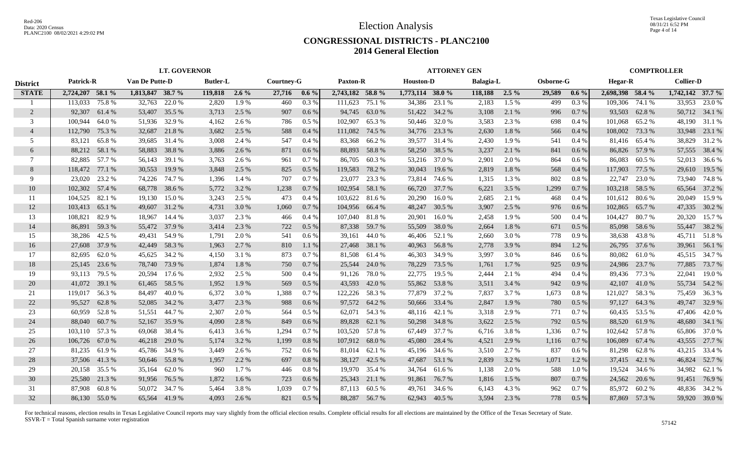# Election Analysis

## CONGRESSIONAL DISTRICTS - PLANC2100
## 2014 General Election

Red-206
Data: 2020 Census
PLANC2100 08/02/2021 4:29:02 PM

Texas Legislative Council
08/31/21 6:52 PM

| | LT. GOVERNOR | | | | | | | | ATTORNEY GEN | | | | | | | | COMPTROLLER | | | |
|---|---|---|---|---|---|---|---|---|---|---|---|---|---|---|---|---|---|---|---|---|
| **District** | **Patrick-R** | | **Van De Putte-D** | | **Butler-L** | | **Courtney-G** | | **Paxton-R** | | **Houston-D** | | **Balagia-L** | | **Osborne-G** | | **Hegar-R** | | **Collier-D** | |
| **STATE** | **2,724,207** | **58.1 %** | **1,813,847** | **38.7 %** | **119,818** | **2.6 %** | **27,716** | **0.6 %** | **2,743,182** | **58.8 %** | **1,773,114** | **38.0 %** | **118,188** | **2.5 %** | **29,589** | **0.6 %** | **2,698,398** | **58.4 %** | **1,742,142** | **37.7 %** |
| 1 | 113,033 | 75.8 % | 32,763 | 22.0 % | 2,820 | 1.9 % | 460 | 0.3 % | 111,623 | 75.1 % | 34,386 | 23.1 % | 2,183 | 1.5 % | 499 | 0.3 % | 109,306 | 74.1 % | 33,953 | 23.0 % |
| 2 | 92,307 | 61.4 % | 53,407 | 35.5 % | 3,713 | 2.5 % | 907 | 0.6 % | 94,745 | 63.0 % | 51,422 | 34.2 % | 3,108 | 2.1 % | 996 | 0.7 % | 93,503 | 62.8 % | 50,712 | 34.1 % |
| 3 | 100,944 | 64.0 % | 51,936 | 32.9 % | 4,162 | 2.6 % | 786 | 0.5 % | 102,907 | 65.3 % | 50,446 | 32.0 % | 3,583 | 2.3 % | 698 | 0.4 % | 101,068 | 65.2 % | 48,190 | 31.1 % |
| 4 | 112,790 | 75.3 % | 32,687 | 21.8 % | 3,682 | 2.5 % | 588 | 0.4 % | 111,082 | 74.5 % | 34,776 | 23.3 % | 2,630 | 1.8 % | 566 | 0.4 % | 108,002 | 73.3 % | 33,948 | 23.1 % |
| 5 | 83,121 | 65.8 % | 39,685 | 31.4 % | 3,008 | 2.4 % | 547 | 0.4 % | 83,368 | 66.2 % | 39,577 | 31.4 % | 2,430 | 1.9 % | 541 | 0.4 % | 81,416 | 65.4 % | 38,829 | 31.2 % |
| 6 | 88,212 | 58.1 % | 58,883 | 38.8 % | 3,886 | 2.6 % | 871 | 0.6 % | 88,893 | 58.8 % | 58,250 | 38.5 % | 3,237 | 2.1 % | 841 | 0.6 % | 86,826 | 57.9 % | 57,555 | 38.4 % |
| 7 | 82,885 | 57.7 % | 56,143 | 39.1 % | 3,763 | 2.6 % | 961 | 0.7 % | 86,705 | 60.3 % | 53,216 | 37.0 % | 2,901 | 2.0 % | 864 | 0.6 % | 86,083 | 60.5 % | 52,013 | 36.6 % |
| 8 | 118,472 | 77.1 % | 30,553 | 19.9 % | 3,848 | 2.5 % | 825 | 0.5 % | 119,583 | 78.2 % | 30,043 | 19.6 % | 2,819 | 1.8 % | 568 | 0.4 % | 117,903 | 77.5 % | 29,610 | 19.5 % |
| 9 | 23,020 | 23.2 % | 74,226 | 74.7 % | 1,396 | 1.4 % | 707 | 0.7 % | 23,077 | 23.3 % | 73,814 | 74.6 % | 1,315 | 1.3 % | 802 | 0.8 % | 22,747 | 23.0 % | 73,940 | 74.8 % |
| 10 | 102,302 | 57.4 % | 68,778 | 38.6 % | 5,772 | 3.2 % | 1,238 | 0.7 % | 102,954 | 58.1 % | 66,720 | 37.7 % | 6,221 | 3.5 % | 1,299 | 0.7 % | 103,218 | 58.5 % | 65,564 | 37.2 % |
| 11 | 104,525 | 82.1 % | 19,130 | 15.0 % | 3,243 | 2.5 % | 473 | 0.4 % | 103,622 | 81.6 % | 20,290 | 16.0 % | 2,685 | 2.1 % | 468 | 0.4 % | 101,612 | 80.6 % | 20,049 | 15.9 % |
| 12 | 103,413 | 65.1 % | 49,607 | 31.2 % | 4,731 | 3.0 % | 1,060 | 0.7 % | 104,956 | 66.4 % | 48,247 | 30.5 % | 3,907 | 2.5 % | 976 | 0.6 % | 102,865 | 65.7 % | 47,335 | 30.2 % |
| 13 | 108,821 | 82.9 % | 18,967 | 14.4 % | 3,037 | 2.3 % | 466 | 0.4 % | 107,040 | 81.8 % | 20,901 | 16.0 % | 2,458 | 1.9 % | 500 | 0.4 % | 104,427 | 80.7 % | 20,320 | 15.7 % |
| 14 | 86,891 | 59.3 % | 55,472 | 37.9 % | 3,414 | 2.3 % | 722 | 0.5 % | 87,338 | 59.7 % | 55,509 | 38.0 % | 2,664 | 1.8 % | 671 | 0.5 % | 85,098 | 58.6 % | 55,447 | 38.2 % |
| 15 | 38,286 | 42.5 % | 49,431 | 54.9 % | 1,791 | 2.0 % | 541 | 0.6 % | 39,161 | 44.0 % | 46,406 | 52.1 % | 2,660 | 3.0 % | 778 | 0.9 % | 38,638 | 43.8 % | 45,711 | 51.8 % |
| 16 | 27,608 | 37.9 % | 42,449 | 58.3 % | 1,963 | 2.7 % | 810 | 1.1 % | 27,468 | 38.1 % | 40,963 | 56.8 % | 2,778 | 3.9 % | 894 | 1.2 % | 26,795 | 37.6 % | 39,961 | 56.1 % |
| 17 | 82,695 | 62.0 % | 45,625 | 34.2 % | 4,150 | 3.1 % | 873 | 0.7 % | 81,508 | 61.4 % | 46,303 | 34.9 % | 3,997 | 3.0 % | 846 | 0.6 % | 80,082 | 61.0 % | 45,515 | 34.7 % |
| 18 | 25,145 | 23.6 % | 78,740 | 73.9 % | 1,874 | 1.8 % | 750 | 0.7 % | 25,544 | 24.0 % | 78,229 | 73.5 % | 1,761 | 1.7 % | 925 | 0.9 % | 24,986 | 23.7 % | 77,885 | 73.7 % |
| 19 | 93,113 | 79.5 % | 20,594 | 17.6 % | 2,932 | 2.5 % | 500 | 0.4 % | 91,126 | 78.0 % | 22,775 | 19.5 % | 2,444 | 2.1 % | 494 | 0.4 % | 89,436 | 77.3 % | 22,041 | 19.0 % |
| 20 | 41,072 | 39.1 % | 61,465 | 58.5 % | 1,952 | 1.9 % | 569 | 0.5 % | 43,593 | 42.0 % | 55,862 | 53.8 % | 3,511 | 3.4 % | 942 | 0.9 % | 42,107 | 41.0 % | 55,734 | 54.2 % |
| 21 | 119,017 | 56.3 % | 84,497 | 40.0 % | 6,372 | 3.0 % | 1,388 | 0.7 % | 122,226 | 58.3 % | 77,879 | 37.2 % | 7,837 | 3.7 % | 1,673 | 0.8 % | 121,027 | 58.3 % | 75,459 | 36.3 % |
| 22 | 95,527 | 62.8 % | 52,085 | 34.2 % | 3,477 | 2.3 % | 988 | 0.6 % | 97,572 | 64.2 % | 50,666 | 33.4 % | 2,847 | 1.9 % | 780 | 0.5 % | 97,127 | 64.3 % | 49,747 | 32.9 % |
| 23 | 60,959 | 52.8 % | 51,551 | 44.7 % | 2,307 | 2.0 % | 564 | 0.5 % | 62,071 | 54.3 % | 48,116 | 42.1 % | 3,318 | 2.9 % | 771 | 0.7 % | 60,435 | 53.5 % | 47,406 | 42.0 % |
| 24 | 88,040 | 60.7 % | 52,167 | 35.9 % | 4,090 | 2.8 % | 849 | 0.6 % | 89,828 | 62.1 % | 50,298 | 34.8 % | 3,622 | 2.5 % | 792 | 0.5 % | 88,520 | 61.9 % | 48,680 | 34.1 % |
| 25 | 103,110 | 57.3 % | 69,068 | 38.4 % | 6,413 | 3.6 % | 1,294 | 0.7 % | 103,520 | 57.8 % | 67,449 | 37.7 % | 6,716 | 3.8 % | 1,336 | 0.7 % | 102,642 | 57.8 % | 65,806 | 37.0 % |
| 26 | 106,726 | 67.0 % | 46,218 | 29.0 % | 5,174 | 3.2 % | 1,199 | 0.8 % | 107,912 | 68.0 % | 45,080 | 28.4 % | 4,521 | 2.9 % | 1,116 | 0.7 % | 106,089 | 67.4 % | 43,555 | 27.7 % |
| 27 | 81,235 | 61.9 % | 45,786 | 34.9 % | 3,449 | 2.6 % | 752 | 0.6 % | 81,014 | 62.1 % | 45,196 | 34.6 % | 3,510 | 2.7 % | 837 | 0.6 % | 81,298 | 62.8 % | 43,215 | 33.4 % |
| 28 | 37,506 | 41.3 % | 50,646 | 55.8 % | 1,957 | 2.2 % | 697 | 0.8 % | 38,127 | 42.5 % | 47,687 | 53.1 % | 2,839 | 3.2 % | 1,071 | 1.2 % | 37,415 | 42.1 % | 46,824 | 52.7 % |
| 29 | 20,158 | 35.5 % | 35,164 | 62.0 % | 960 | 1.7 % | 446 | 0.8 % | 19,970 | 35.4 % | 34,764 | 61.6 % | 1,138 | 2.0 % | 588 | 1.0 % | 19,524 | 34.6 % | 34,982 | 62.1 % |
| 30 | 25,580 | 21.3 % | 91,956 | 76.5 % | 1,872 | 1.6 % | 723 | 0.6 % | 25,343 | 21.1 % | 91,861 | 76.7 % | 1,816 | 1.5 % | 807 | 0.7 % | 24,562 | 20.6 % | 91,451 | 76.9 % |
| 31 | 87,908 | 60.8 % | 50,072 | 34.7 % | 5,464 | 3.8 % | 1,039 | 0.7 % | 87,113 | 60.5 % | 49,761 | 34.6 % | 6,143 | 4.3 % | 962 | 0.7 % | 85,972 | 60.2 % | 48,836 | 34.2 % |
| 32 | 86,130 | 55.0 % | 65,564 | 41.9 % | 4,093 | 2.6 % | 821 | 0.5 % | 88,287 | 56.7 % | 62,943 | 40.5 % | 3,594 | 2.3 % | 778 | 0.5 % | 87,869 | 57.3 % | 59,920 | 39.0 % |

For technical reasons, election results in Texas Legislative Council reports may vary slightly from the official election results. Complete official results for all elections are maintained by the Office of the Texas Secretary of State.
SSVR-T = Total Spanish surname voter registration

57142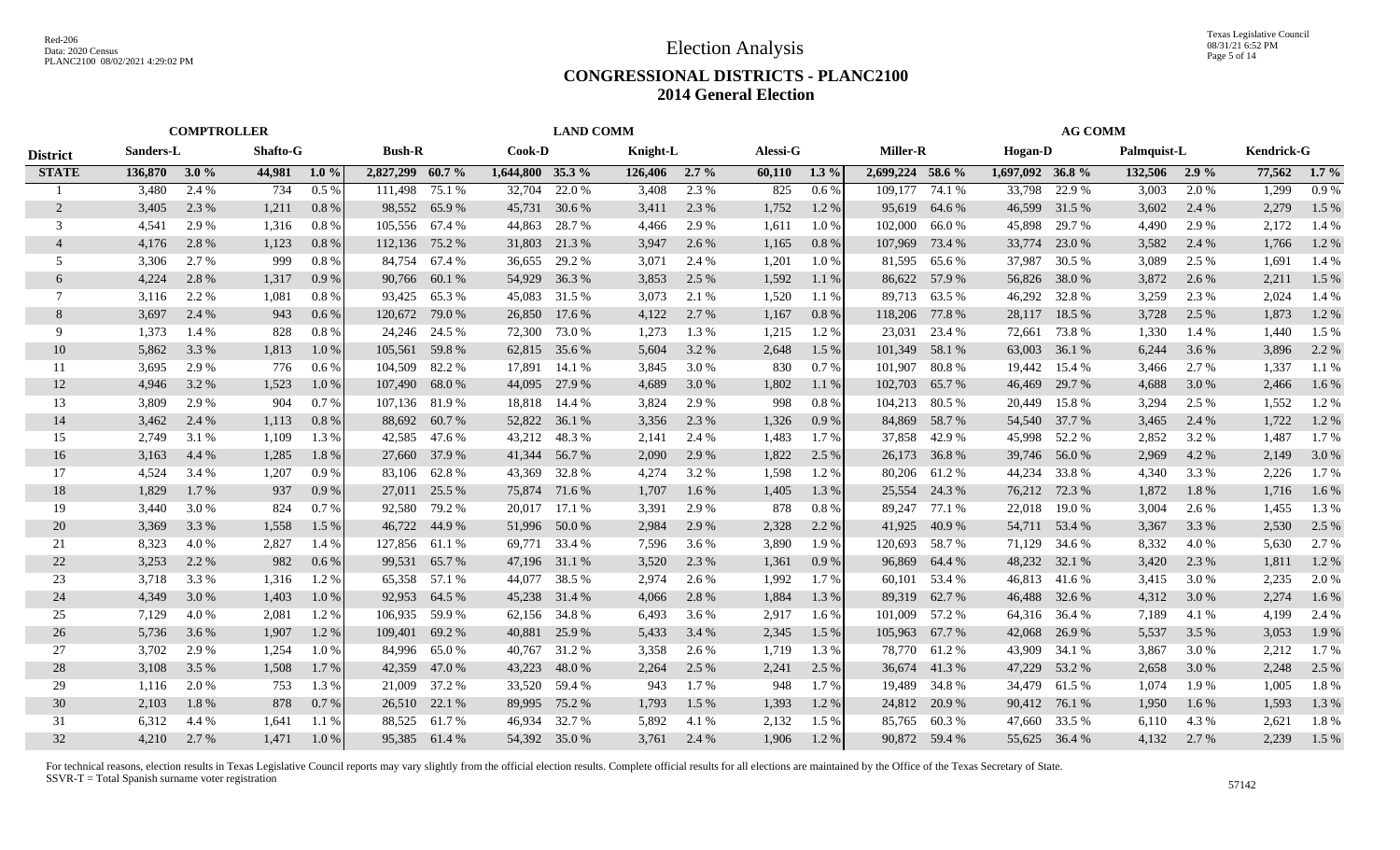# Election Analysis

## CONGRESSIONAL DISTRICTS - PLANC2100
## 2014 General Election

| District | COMPTROLLER | | | | LAND COMM | | | | | | | | AG COMM | | | | | | | |
|---|---|---|---|---|---|---|---|---|---|---|---|---|---|---|---|---|---|---|---|---|
| | Sanders-L | | Shafto-G | | Bush-R | | Cook-D | | Knight-L | | Alessi-G | | Miller-R | | Hogan-D | | Palmquist-L | | Kendrick-G | |
| STATE | 136,870 | 3.0 % | 44,981 | 1.0 % | 2,827,299 | 60.7 % | 1,644,800 | 35.3 % | 126,406 | 2.7 % | 60,110 | 1.3 % | 2,699,224 | 58.6 % | 1,697,092 | 36.8 % | 132,506 | 2.9 % | 77,562 | 1.7 % |
| 1 | 3,480 | 2.4 % | 734 | 0.5 % | 111,498 | 75.1 % | 32,704 | 22.0 % | 3,408 | 2.3 % | 825 | 0.6 % | 109,177 | 74.1 % | 33,798 | 22.9 % | 3,003 | 2.0 % | 1,299 | 0.9 % |
| 2 | 3,405 | 2.3 % | 1,211 | 0.8 % | 98,552 | 65.9 % | 45,731 | 30.6 % | 3,411 | 2.3 % | 1,752 | 1.2 % | 95,619 | 64.6 % | 46,599 | 31.5 % | 3,602 | 2.4 % | 2,279 | 1.5 % |
| 3 | 4,541 | 2.9 % | 1,316 | 0.8 % | 105,556 | 67.4 % | 44,863 | 28.7 % | 4,466 | 2.9 % | 1,611 | 1.0 % | 102,000 | 66.0 % | 45,898 | 29.7 % | 4,490 | 2.9 % | 2,172 | 1.4 % |
| 4 | 4,176 | 2.8 % | 1,123 | 0.8 % | 112,136 | 75.2 % | 31,803 | 21.3 % | 3,947 | 2.6 % | 1,165 | 0.8 % | 107,969 | 73.4 % | 33,774 | 23.0 % | 3,582 | 2.4 % | 1,766 | 1.2 % |
| 5 | 3,306 | 2.7 % | 999 | 0.8 % | 84,754 | 67.4 % | 36,655 | 29.2 % | 3,071 | 2.4 % | 1,201 | 1.0 % | 81,595 | 65.6 % | 37,987 | 30.5 % | 3,089 | 2.5 % | 1,691 | 1.4 % |
| 6 | 4,224 | 2.8 % | 1,317 | 0.9 % | 90,766 | 60.1 % | 54,929 | 36.3 % | 3,853 | 2.5 % | 1,592 | 1.1 % | 86,622 | 57.9 % | 56,826 | 38.0 % | 3,872 | 2.6 % | 2,211 | 1.5 % |
| 7 | 3,116 | 2.2 % | 1,081 | 0.8 % | 93,425 | 65.3 % | 45,083 | 31.5 % | 3,073 | 2.1 % | 1,520 | 1.1 % | 89,713 | 63.5 % | 46,292 | 32.8 % | 3,259 | 2.3 % | 2,024 | 1.4 % |
| 8 | 3,697 | 2.4 % | 943 | 0.6 % | 120,672 | 79.0 % | 26,850 | 17.6 % | 4,122 | 2.7 % | 1,167 | 0.8 % | 118,206 | 77.8 % | 28,117 | 18.5 % | 3,728 | 2.5 % | 1,873 | 1.2 % |
| 9 | 1,373 | 1.4 % | 828 | 0.8 % | 24,246 | 24.5 % | 72,300 | 73.0 % | 1,273 | 1.3 % | 1,215 | 1.2 % | 23,031 | 23.4 % | 72,661 | 73.8 % | 1,330 | 1.4 % | 1,440 | 1.5 % |
| 10 | 5,862 | 3.3 % | 1,813 | 1.0 % | 105,561 | 59.8 % | 62,815 | 35.6 % | 5,604 | 3.2 % | 2,648 | 1.5 % | 101,349 | 58.1 % | 63,003 | 36.1 % | 6,244 | 3.6 % | 3,896 | 2.2 % |
| 11 | 3,695 | 2.9 % | 776 | 0.6 % | 104,509 | 82.2 % | 17,891 | 14.1 % | 3,845 | 3.0 % | 830 | 0.7 % | 101,907 | 80.8 % | 19,442 | 15.4 % | 3,466 | 2.7 % | 1,337 | 1.1 % |
| 12 | 4,946 | 3.2 % | 1,523 | 1.0 % | 107,490 | 68.0 % | 44,095 | 27.9 % | 4,689 | 3.0 % | 1,802 | 1.1 % | 102,703 | 65.7 % | 46,469 | 29.7 % | 4,688 | 3.0 % | 2,466 | 1.6 % |
| 13 | 3,809 | 2.9 % | 904 | 0.7 % | 107,136 | 81.9 % | 18,818 | 14.4 % | 3,824 | 2.9 % | 998 | 0.8 % | 104,213 | 80.5 % | 20,449 | 15.8 % | 3,294 | 2.5 % | 1,552 | 1.2 % |
| 14 | 3,462 | 2.4 % | 1,113 | 0.8 % | 88,692 | 60.7 % | 52,822 | 36.1 % | 3,356 | 2.3 % | 1,326 | 0.9 % | 84,869 | 58.7 % | 54,540 | 37.7 % | 3,465 | 2.4 % | 1,722 | 1.2 % |
| 15 | 2,749 | 3.1 % | 1,109 | 1.3 % | 42,585 | 47.6 % | 43,212 | 48.3 % | 2,141 | 2.4 % | 1,483 | 1.7 % | 37,858 | 42.9 % | 45,998 | 52.2 % | 2,852 | 3.2 % | 1,487 | 1.7 % |
| 16 | 3,163 | 4.4 % | 1,285 | 1.8 % | 27,660 | 37.9 % | 41,344 | 56.7 % | 2,090 | 2.9 % | 1,822 | 2.5 % | 26,173 | 36.8 % | 39,746 | 56.0 % | 2,969 | 4.2 % | 2,149 | 3.0 % |
| 17 | 4,524 | 3.4 % | 1,207 | 0.9 % | 83,106 | 62.8 % | 43,369 | 32.8 % | 4,274 | 3.2 % | 1,598 | 1.2 % | 80,206 | 61.2 % | 44,234 | 33.8 % | 4,340 | 3.3 % | 2,226 | 1.7 % |
| 18 | 1,829 | 1.7 % | 937 | 0.9 % | 27,011 | 25.5 % | 75,874 | 71.6 % | 1,707 | 1.6 % | 1,405 | 1.3 % | 25,554 | 24.3 % | 76,212 | 72.3 % | 1,872 | 1.8 % | 1,716 | 1.6 % |
| 19 | 3,440 | 3.0 % | 824 | 0.7 % | 92,580 | 79.2 % | 20,017 | 17.1 % | 3,391 | 2.9 % | 878 | 0.8 % | 89,247 | 77.1 % | 22,018 | 19.0 % | 3,004 | 2.6 % | 1,455 | 1.3 % |
| 20 | 3,369 | 3.3 % | 1,558 | 1.5 % | 46,722 | 44.9 % | 51,996 | 50.0 % | 2,984 | 2.9 % | 2,328 | 2.2 % | 41,925 | 40.9 % | 54,711 | 53.4 % | 3,367 | 3.3 % | 2,530 | 2.5 % |
| 21 | 8,323 | 4.0 % | 2,827 | 1.4 % | 127,856 | 61.1 % | 69,771 | 33.4 % | 7,596 | 3.6 % | 3,890 | 1.9 % | 120,693 | 58.7 % | 71,129 | 34.6 % | 8,332 | 4.0 % | 5,630 | 2.7 % |
| 22 | 3,253 | 2.2 % | 982 | 0.6 % | 99,531 | 65.7 % | 47,196 | 31.1 % | 3,520 | 2.3 % | 1,361 | 0.9 % | 96,869 | 64.4 % | 48,232 | 32.1 % | 3,420 | 2.3 % | 1,811 | 1.2 % |
| 23 | 3,718 | 3.3 % | 1,316 | 1.2 % | 65,358 | 57.1 % | 44,077 | 38.5 % | 2,974 | 2.6 % | 1,992 | 1.7 % | 60,101 | 53.4 % | 46,813 | 41.6 % | 3,415 | 3.0 % | 2,235 | 2.0 % |
| 24 | 4,349 | 3.0 % | 1,403 | 1.0 % | 92,953 | 64.5 % | 45,238 | 31.4 % | 4,066 | 2.8 % | 1,884 | 1.3 % | 89,319 | 62.7 % | 46,488 | 32.6 % | 4,312 | 3.0 % | 2,274 | 1.6 % |
| 25 | 7,129 | 4.0 % | 2,081 | 1.2 % | 106,935 | 59.9 % | 62,156 | 34.8 % | 6,493 | 3.6 % | 2,917 | 1.6 % | 101,009 | 57.2 % | 64,316 | 36.4 % | 7,189 | 4.1 % | 4,199 | 2.4 % |
| 26 | 5,736 | 3.6 % | 1,907 | 1.2 % | 109,401 | 69.2 % | 40,881 | 25.9 % | 5,433 | 3.4 % | 2,345 | 1.5 % | 105,963 | 67.7 % | 42,068 | 26.9 % | 5,537 | 3.5 % | 3,053 | 1.9 % |
| 27 | 3,702 | 2.9 % | 1,254 | 1.0 % | 84,996 | 65.0 % | 40,767 | 31.2 % | 3,358 | 2.6 % | 1,719 | 1.3 % | 78,770 | 61.2 % | 43,909 | 34.1 % | 3,867 | 3.0 % | 2,212 | 1.7 % |
| 28 | 3,108 | 3.5 % | 1,508 | 1.7 % | 42,359 | 47.0 % | 43,223 | 48.0 % | 2,264 | 2.5 % | 2,241 | 2.5 % | 36,674 | 41.3 % | 47,229 | 53.2 % | 2,658 | 3.0 % | 2,248 | 2.5 % |
| 29 | 1,116 | 2.0 % | 753 | 1.3 % | 21,009 | 37.2 % | 33,520 | 59.4 % | 943 | 1.7 % | 948 | 1.7 % | 19,489 | 34.8 % | 34,479 | 61.5 % | 1,074 | 1.9 % | 1,005 | 1.8 % |
| 30 | 2,103 | 1.8 % | 878 | 0.7 % | 26,510 | 22.1 % | 89,995 | 75.2 % | 1,793 | 1.5 % | 1,393 | 1.2 % | 24,812 | 20.9 % | 90,412 | 76.1 % | 1,950 | 1.6 % | 1,593 | 1.3 % |
| 31 | 6,312 | 4.4 % | 1,641 | 1.1 % | 88,525 | 61.7 % | 46,934 | 32.7 % | 5,892 | 4.1 % | 2,132 | 1.5 % | 85,765 | 60.3 % | 47,660 | 33.5 % | 6,110 | 4.3 % | 2,621 | 1.8 % |
| 32 | 4,210 | 2.7 % | 1,471 | 1.0 % | 95,385 | 61.4 % | 54,392 | 35.0 % | 3,761 | 2.4 % | 1,906 | 1.2 % | 90,872 | 59.4 % | 55,625 | 36.4 % | 4,132 | 2.7 % | 2,239 | 1.5 % |

For technical reasons, election results in Texas Legislative Council reports may vary slightly from the official election results. Complete official results for all elections are maintained by the Office of the Texas Secretary of State.
SSVR-T = Total Spanish surname voter registration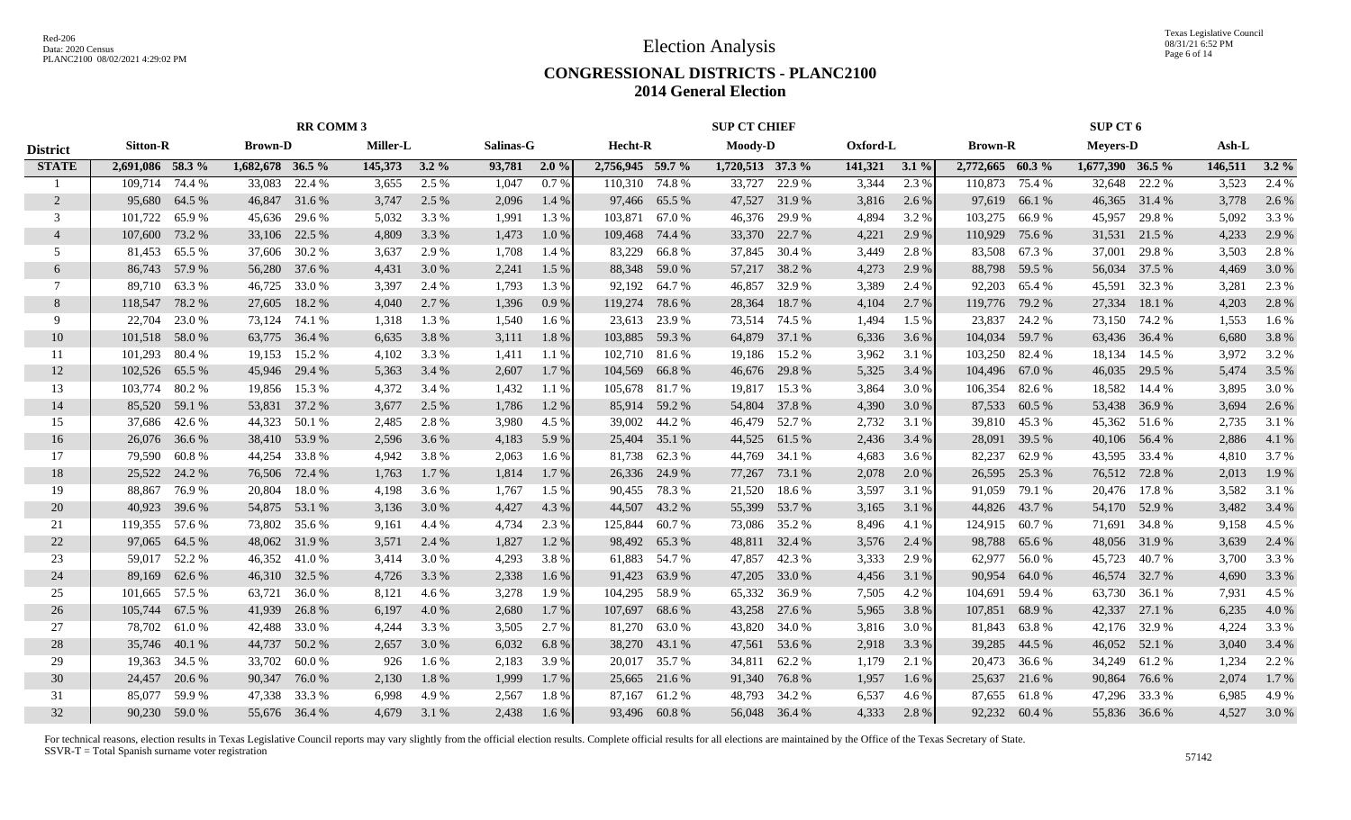# Election Analysis

## CONGRESSIONAL DISTRICTS - PLANC2100
## 2014 General Election

Red-206
Data: 2020 Census
PLANC2100 08/02/2021 4:29:02 PM

Texas Legislative Council
08/31/21 6:52 PM

| | RR COMM 3 | | | | | | | | SUP CT CHIEF | | | | | | SUP CT 6 | | | | | |
|---|---|---|---|---|---|---|---|---|---|---|---|---|---|---|---|---|---|---|---|---|
| **District** | **Sitton-R** | | **Brown-D** | | **Miller-L** | | **Salinas-G** | | **Hecht-R** | | **Moody-D** | | **Oxford-L** | | **Brown-R** | | **Meyers-D** | | **Ash-L** | |
| **STATE** | **2,691,086** | **58.3 %** | **1,682,678** | **36.5 %** | **145,373** | **3.2 %** | **93,781** | **2.0 %** | **2,756,945** | **59.7 %** | **1,720,513** | **37.3 %** | **141,321** | **3.1 %** | **2,772,665** | **60.3 %** | **1,677,390** | **36.5 %** | **146,511** | **3.2 %** |
| 1 | 109,714 | 74.4 % | 33,083 | 22.4 % | 3,655 | 2.5 % | 1,047 | 0.7 % | 110,310 | 74.8 % | 33,727 | 22.9 % | 3,344 | 2.3 % | 110,873 | 75.4 % | 32,648 | 22.2 % | 3,523 | 2.4 % |
| 2 | 95,680 | 64.5 % | 46,847 | 31.6 % | 3,747 | 2.5 % | 2,096 | 1.4 % | 97,466 | 65.5 % | 47,527 | 31.9 % | 3,816 | 2.6 % | 97,619 | 66.1 % | 46,365 | 31.4 % | 3,778 | 2.6 % |
| 3 | 101,722 | 65.9 % | 45,636 | 29.6 % | 5,032 | 3.3 % | 1,991 | 1.3 % | 103,871 | 67.0 % | 46,376 | 29.9 % | 4,894 | 3.2 % | 103,275 | 66.9 % | 45,957 | 29.8 % | 5,092 | 3.3 % |
| 4 | 107,600 | 73.2 % | 33,106 | 22.5 % | 4,809 | 3.3 % | 1,473 | 1.0 % | 109,468 | 74.4 % | 33,370 | 22.7 % | 4,221 | 2.9 % | 110,929 | 75.6 % | 31,531 | 21.5 % | 4,233 | 2.9 % |
| 5 | 81,453 | 65.5 % | 37,606 | 30.2 % | 3,637 | 2.9 % | 1,708 | 1.4 % | 83,229 | 66.8 % | 37,845 | 30.4 % | 3,449 | 2.8 % | 83,508 | 67.3 % | 37,001 | 29.8 % | 3,503 | 2.8 % |
| 6 | 86,743 | 57.9 % | 56,280 | 37.6 % | 4,431 | 3.0 % | 2,241 | 1.5 % | 88,348 | 59.0 % | 57,217 | 38.2 % | 4,273 | 2.9 % | 88,798 | 59.5 % | 56,034 | 37.5 % | 4,469 | 3.0 % |
| 7 | 89,710 | 63.3 % | 46,725 | 33.0 % | 3,397 | 2.4 % | 1,793 | 1.3 % | 92,192 | 64.7 % | 46,857 | 32.9 % | 3,389 | 2.4 % | 92,203 | 65.4 % | 45,591 | 32.3 % | 3,281 | 2.3 % |
| 8 | 118,547 | 78.2 % | 27,605 | 18.2 % | 4,040 | 2.7 % | 1,396 | 0.9 % | 119,274 | 78.6 % | 28,364 | 18.7 % | 4,104 | 2.7 % | 119,776 | 79.2 % | 27,334 | 18.1 % | 4,203 | 2.8 % |
| 9 | 22,704 | 23.0 % | 73,124 | 74.1 % | 1,318 | 1.3 % | 1,540 | 1.6 % | 23,613 | 23.9 % | 73,514 | 74.5 % | 1,494 | 1.5 % | 23,837 | 24.2 % | 73,150 | 74.2 % | 1,553 | 1.6 % |
| 10 | 101,518 | 58.0 % | 63,775 | 36.4 % | 6,635 | 3.8 % | 3,111 | 1.8 % | 103,885 | 59.3 % | 64,879 | 37.1 % | 6,336 | 3.6 % | 104,034 | 59.7 % | 63,436 | 36.4 % | 6,680 | 3.8 % |
| 11 | 101,293 | 80.4 % | 19,153 | 15.2 % | 4,102 | 3.3 % | 1,411 | 1.1 % | 102,710 | 81.6 % | 19,186 | 15.2 % | 3,962 | 3.1 % | 103,250 | 82.4 % | 18,134 | 14.5 % | 3,972 | 3.2 % |
| 12 | 102,526 | 65.5 % | 45,946 | 29.4 % | 5,363 | 3.4 % | 2,607 | 1.7 % | 104,569 | 66.8 % | 46,676 | 29.8 % | 5,325 | 3.4 % | 104,496 | 67.0 % | 46,035 | 29.5 % | 5,474 | 3.5 % |
| 13 | 103,774 | 80.2 % | 19,856 | 15.3 % | 4,372 | 3.4 % | 1,432 | 1.1 % | 105,678 | 81.7 % | 19,817 | 15.3 % | 3,864 | 3.0 % | 106,354 | 82.6 % | 18,582 | 14.4 % | 3,895 | 3.0 % |
| 14 | 85,520 | 59.1 % | 53,831 | 37.2 % | 3,677 | 2.5 % | 1,786 | 1.2 % | 85,914 | 59.2 % | 54,804 | 37.8 % | 4,390 | 3.0 % | 87,533 | 60.5 % | 53,438 | 36.9 % | 3,694 | 2.6 % |
| 15 | 37,686 | 42.6 % | 44,323 | 50.1 % | 2,485 | 2.8 % | 3,980 | 4.5 % | 39,002 | 44.2 % | 46,479 | 52.7 % | 2,732 | 3.1 % | 39,810 | 45.3 % | 45,362 | 51.6 % | 2,735 | 3.1 % |
| 16 | 26,076 | 36.6 % | 38,410 | 53.9 % | 2,596 | 3.6 % | 4,183 | 5.9 % | 25,404 | 35.1 % | 44,525 | 61.5 % | 2,436 | 3.4 % | 28,091 | 39.5 % | 40,106 | 56.4 % | 2,886 | 4.1 % |
| 17 | 79,590 | 60.8 % | 44,254 | 33.8 % | 4,942 | 3.8 % | 2,063 | 1.6 % | 81,738 | 62.3 % | 44,769 | 34.1 % | 4,683 | 3.6 % | 82,237 | 62.9 % | 43,595 | 33.4 % | 4,810 | 3.7 % |
| 18 | 25,522 | 24.2 % | 76,506 | 72.4 % | 1,763 | 1.7 % | 1,814 | 1.7 % | 26,336 | 24.9 % | 77,267 | 73.1 % | 2,078 | 2.0 % | 26,595 | 25.3 % | 76,512 | 72.8 % | 2,013 | 1.9 % |
| 19 | 88,867 | 76.9 % | 20,804 | 18.0 % | 4,198 | 3.6 % | 1,767 | 1.5 % | 90,455 | 78.3 % | 21,520 | 18.6 % | 3,597 | 3.1 % | 91,059 | 79.1 % | 20,476 | 17.8 % | 3,582 | 3.1 % |
| 20 | 40,923 | 39.6 % | 54,875 | 53.1 % | 3,136 | 3.0 % | 4,427 | 4.3 % | 44,507 | 43.2 % | 55,399 | 53.7 % | 3,165 | 3.1 % | 44,826 | 43.7 % | 54,170 | 52.9 % | 3,482 | 3.4 % |
| 21 | 119,355 | 57.6 % | 73,802 | 35.6 % | 9,161 | 4.4 % | 4,734 | 2.3 % | 125,844 | 60.7 % | 73,086 | 35.2 % | 8,496 | 4.1 % | 124,915 | 60.7 % | 71,691 | 34.8 % | 9,158 | 4.5 % |
| 22 | 97,065 | 64.5 % | 48,062 | 31.9 % | 3,571 | 2.4 % | 1,827 | 1.2 % | 98,492 | 65.3 % | 48,811 | 32.4 % | 3,576 | 2.4 % | 98,788 | 65.6 % | 48,056 | 31.9 % | 3,639 | 2.4 % |
| 23 | 59,017 | 52.2 % | 46,352 | 41.0 % | 3,414 | 3.0 % | 4,293 | 3.8 % | 61,883 | 54.7 % | 47,857 | 42.3 % | 3,333 | 2.9 % | 62,977 | 56.0 % | 45,723 | 40.7 % | 3,700 | 3.3 % |
| 24 | 89,169 | 62.6 % | 46,310 | 32.5 % | 4,726 | 3.3 % | 2,338 | 1.6 % | 91,423 | 63.9 % | 47,205 | 33.0 % | 4,456 | 3.1 % | 90,954 | 64.0 % | 46,574 | 32.7 % | 4,690 | 3.3 % |
| 25 | 101,665 | 57.5 % | 63,721 | 36.0 % | 8,121 | 4.6 % | 3,278 | 1.9 % | 104,295 | 58.9 % | 65,332 | 36.9 % | 7,505 | 4.2 % | 104,691 | 59.4 % | 63,730 | 36.1 % | 7,931 | 4.5 % |
| 26 | 105,744 | 67.5 % | 41,939 | 26.8 % | 6,197 | 4.0 % | 2,680 | 1.7 % | 107,697 | 68.6 % | 43,258 | 27.6 % | 5,965 | 3.8 % | 107,851 | 68.9 % | 42,337 | 27.1 % | 6,235 | 4.0 % |
| 27 | 78,702 | 61.0 % | 42,488 | 33.0 % | 4,244 | 3.3 % | 3,505 | 2.7 % | 81,270 | 63.0 % | 43,820 | 34.0 % | 3,816 | 3.0 % | 81,843 | 63.8 % | 42,176 | 32.9 % | 4,224 | 3.3 % |
| 28 | 35,746 | 40.1 % | 44,737 | 50.2 % | 2,657 | 3.0 % | 6,032 | 6.8 % | 38,270 | 43.1 % | 47,561 | 53.6 % | 2,918 | 3.3 % | 39,285 | 44.5 % | 46,052 | 52.1 % | 3,040 | 3.4 % |
| 29 | 19,363 | 34.5 % | 33,702 | 60.0 % | 926 | 1.6 % | 2,183 | 3.9 % | 20,017 | 35.7 % | 34,811 | 62.2 % | 1,179 | 2.1 % | 20,473 | 36.6 % | 34,249 | 61.2 % | 1,234 | 2.2 % |
| 30 | 24,457 | 20.6 % | 90,347 | 76.0 % | 2,130 | 1.8 % | 1,999 | 1.7 % | 25,665 | 21.6 % | 91,340 | 76.8 % | 1,957 | 1.6 % | 25,637 | 21.6 % | 90,864 | 76.6 % | 2,074 | 1.7 % |
| 31 | 85,077 | 59.9 % | 47,338 | 33.3 % | 6,998 | 4.9 % | 2,567 | 1.8 % | 87,167 | 61.2 % | 48,793 | 34.2 % | 6,537 | 4.6 % | 87,655 | 61.8 % | 47,296 | 33.3 % | 6,985 | 4.9 % |
| 32 | 90,230 | 59.0 % | 55,676 | 36.4 % | 4,679 | 3.1 % | 2,438 | 1.6 % | 93,496 | 60.8 % | 56,048 | 36.4 % | 4,333 | 2.8 % | 92,232 | 60.4 % | 55,836 | 36.6 % | 4,527 | 3.0 % |

For technical reasons, election results in Texas Legislative Council reports may vary slightly from the official election results. Complete official results for all elections are maintained by the Office of the Texas Secretary of State.
SSVR-T = Total Spanish surname voter registration

57142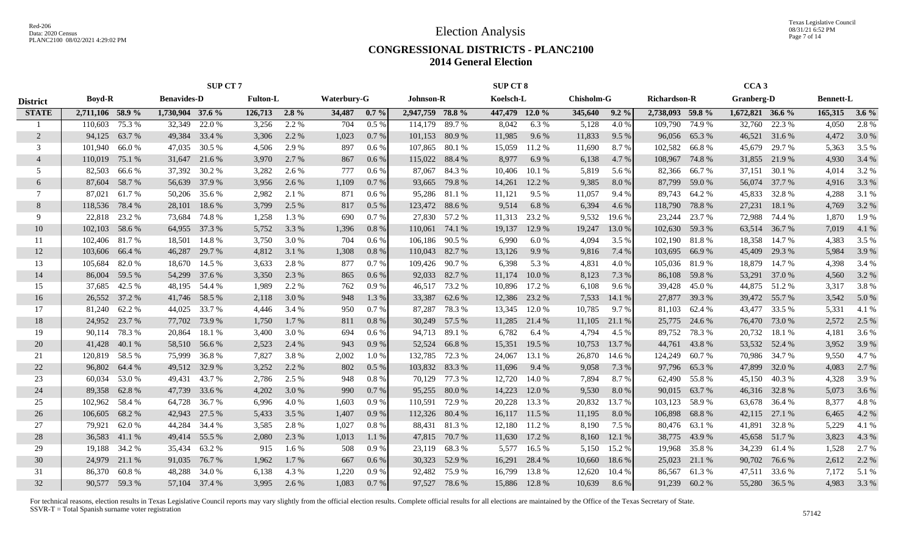# Election Analysis

## CONGRESSIONAL DISTRICTS - PLANC2100
## 2014 General Election

| District | SUP CT 7 | | | | | | | | SUP CT 8 | | | | | | CCA 3 | | | | | |
|---|---|---|---|---|---|---|---|---|---|---|---|---|---|---|---|---|---|---|---|---|
| | Boyd-R | | Benavides-D | | Fulton-L | | Waterbury-G | | Johnson-R | | Koelsch-L | | Chisholm-G | | Richardson-R | | Granberg-D | | Bennett-L | |
| **STATE** | **2,711,106** | **58.9 %** | **1,730,904** | **37.6 %** | **126,713** | **2.8 %** | **34,487** | **0.7 %** | **2,947,759** | **78.8 %** | **447,479** | **12.0 %** | **345,640** | **9.2 %** | **2,738,093** | **59.8 %** | **1,672,821** | **36.6 %** | **165,315** | **3.6 %** |
| 1 | 110,603 | 75.3 % | 32,349 | 22.0 % | 3,256 | 2.2 % | 704 | 0.5 % | 114,179 | 89.7 % | 8,042 | 6.3 % | 5,128 | 4.0 % | 109,790 | 74.9 % | 32,760 | 22.3 % | 4,050 | 2.8 % |
| 2 | 94,125 | 63.7 % | 49,384 | 33.4 % | 3,306 | 2.2 % | 1,023 | 0.7 % | 101,153 | 80.9 % | 11,985 | 9.6 % | 11,833 | 9.5 % | 96,056 | 65.3 % | 46,521 | 31.6 % | 4,472 | 3.0 % |
| 3 | 101,940 | 66.0 % | 47,035 | 30.5 % | 4,506 | 2.9 % | 897 | 0.6 % | 107,865 | 80.1 % | 15,059 | 11.2 % | 11,690 | 8.7 % | 102,582 | 66.8 % | 45,679 | 29.7 % | 5,363 | 3.5 % |
| 4 | 110,019 | 75.1 % | 31,647 | 21.6 % | 3,970 | 2.7 % | 867 | 0.6 % | 115,022 | 88.4 % | 8,977 | 6.9 % | 6,138 | 4.7 % | 108,967 | 74.8 % | 31,855 | 21.9 % | 4,930 | 3.4 % |
| 5 | 82,503 | 66.6 % | 37,392 | 30.2 % | 3,282 | 2.6 % | 777 | 0.6 % | 87,067 | 84.3 % | 10,406 | 10.1 % | 5,819 | 5.6 % | 82,366 | 66.7 % | 37,151 | 30.1 % | 4,014 | 3.2 % |
| 6 | 87,604 | 58.7 % | 56,639 | 37.9 % | 3,956 | 2.6 % | 1,109 | 0.7 % | 93,665 | 79.8 % | 14,261 | 12.2 % | 9,385 | 8.0 % | 87,799 | 59.0 % | 56,074 | 37.7 % | 4,916 | 3.3 % |
| 7 | 87,021 | 61.7 % | 50,206 | 35.6 % | 2,982 | 2.1 % | 871 | 0.6 % | 95,286 | 81.1 % | 11,121 | 9.5 % | 11,057 | 9.4 % | 89,743 | 64.2 % | 45,833 | 32.8 % | 4,288 | 3.1 % |
| 8 | 118,536 | 78.4 % | 28,101 | 18.6 % | 3,799 | 2.5 % | 817 | 0.5 % | 123,472 | 88.6 % | 9,514 | 6.8 % | 6,394 | 4.6 % | 118,790 | 78.8 % | 27,231 | 18.1 % | 4,769 | 3.2 % |
| 9 | 22,818 | 23.2 % | 73,684 | 74.8 % | 1,258 | 1.3 % | 690 | 0.7 % | 27,830 | 57.2 % | 11,313 | 23.2 % | 9,532 | 19.6 % | 23,244 | 23.7 % | 72,988 | 74.4 % | 1,870 | 1.9 % |
| 10 | 102,103 | 58.6 % | 64,955 | 37.3 % | 5,752 | 3.3 % | 1,396 | 0.8 % | 110,061 | 74.1 % | 19,137 | 12.9 % | 19,247 | 13.0 % | 102,630 | 59.3 % | 63,514 | 36.7 % | 7,019 | 4.1 % |
| 11 | 102,406 | 81.7 % | 18,501 | 14.8 % | 3,750 | 3.0 % | 704 | 0.6 % | 106,186 | 90.5 % | 6,990 | 6.0 % | 4,094 | 3.5 % | 102,190 | 81.8 % | 18,358 | 14.7 % | 4,383 | 3.5 % |
| 12 | 103,606 | 66.4 % | 46,287 | 29.7 % | 4,812 | 3.1 % | 1,308 | 0.8 % | 110,043 | 82.7 % | 13,126 | 9.9 % | 9,816 | 7.4 % | 103,695 | 66.9 % | 45,409 | 29.3 % | 5,984 | 3.9 % |
| 13 | 105,684 | 82.0 % | 18,670 | 14.5 % | 3,633 | 2.8 % | 877 | 0.7 % | 109,426 | 90.7 % | 6,398 | 5.3 % | 4,831 | 4.0 % | 105,036 | 81.9 % | 18,879 | 14.7 % | 4,398 | 3.4 % |
| 14 | 86,004 | 59.5 % | 54,299 | 37.6 % | 3,350 | 2.3 % | 865 | 0.6 % | 92,033 | 82.7 % | 11,174 | 10.0 % | 8,123 | 7.3 % | 86,108 | 59.8 % | 53,291 | 37.0 % | 4,560 | 3.2 % |
| 15 | 37,685 | 42.5 % | 48,195 | 54.4 % | 1,989 | 2.2 % | 762 | 0.9 % | 46,517 | 73.2 % | 10,896 | 17.2 % | 6,108 | 9.6 % | 39,428 | 45.0 % | 44,875 | 51.2 % | 3,317 | 3.8 % |
| 16 | 26,552 | 37.2 % | 41,746 | 58.5 % | 2,118 | 3.0 % | 948 | 1.3 % | 33,387 | 62.6 % | 12,386 | 23.2 % | 7,533 | 14.1 % | 27,877 | 39.3 % | 39,472 | 55.7 % | 3,542 | 5.0 % |
| 17 | 81,240 | 62.2 % | 44,025 | 33.7 % | 4,446 | 3.4 % | 950 | 0.7 % | 87,287 | 78.3 % | 13,345 | 12.0 % | 10,785 | 9.7 % | 81,103 | 62.4 % | 43,477 | 33.5 % | 5,331 | 4.1 % |
| 18 | 24,952 | 23.7 % | 77,702 | 73.9 % | 1,750 | 1.7 % | 811 | 0.8 % | 30,249 | 57.5 % | 11,285 | 21.4 % | 11,105 | 21.1 % | 25,775 | 24.6 % | 76,470 | 73.0 % | 2,572 | 2.5 % |
| 19 | 90,114 | 78.3 % | 20,864 | 18.1 % | 3,400 | 3.0 % | 694 | 0.6 % | 94,713 | 89.1 % | 6,782 | 6.4 % | 4,794 | 4.5 % | 89,752 | 78.3 % | 20,732 | 18.1 % | 4,181 | 3.6 % |
| 20 | 41,428 | 40.1 % | 58,510 | 56.6 % | 2,523 | 2.4 % | 943 | 0.9 % | 52,524 | 66.8 % | 15,351 | 19.5 % | 10,753 | 13.7 % | 44,761 | 43.8 % | 53,532 | 52.4 % | 3,952 | 3.9 % |
| 21 | 120,819 | 58.5 % | 75,999 | 36.8 % | 7,827 | 3.8 % | 2,002 | 1.0 % | 132,785 | 72.3 % | 24,067 | 13.1 % | 26,870 | 14.6 % | 124,249 | 60.7 % | 70,986 | 34.7 % | 9,550 | 4.7 % |
| 22 | 96,802 | 64.4 % | 49,512 | 32.9 % | 3,252 | 2.2 % | 802 | 0.5 % | 103,832 | 83.3 % | 11,696 | 9.4 % | 9,058 | 7.3 % | 97,796 | 65.3 % | 47,899 | 32.0 % | 4,083 | 2.7 % |
| 23 | 60,034 | 53.0 % | 49,431 | 43.7 % | 2,786 | 2.5 % | 948 | 0.8 % | 70,129 | 77.3 % | 12,720 | 14.0 % | 7,894 | 8.7 % | 62,490 | 55.8 % | 45,150 | 40.3 % | 4,328 | 3.9 % |
| 24 | 89,358 | 62.8 % | 47,739 | 33.6 % | 4,202 | 3.0 % | 990 | 0.7 % | 95,255 | 80.0 % | 14,223 | 12.0 % | 9,530 | 8.0 % | 90,015 | 63.7 % | 46,316 | 32.8 % | 5,073 | 3.6 % |
| 25 | 102,962 | 58.4 % | 64,728 | 36.7 % | 6,996 | 4.0 % | 1,603 | 0.9 % | 110,591 | 72.9 % | 20,228 | 13.3 % | 20,832 | 13.7 % | 103,123 | 58.9 % | 63,678 | 36.4 % | 8,377 | 4.8 % |
| 26 | 106,605 | 68.2 % | 42,943 | 27.5 % | 5,433 | 3.5 % | 1,407 | 0.9 % | 112,326 | 80.4 % | 16,117 | 11.5 % | 11,195 | 8.0 % | 106,898 | 68.8 % | 42,115 | 27.1 % | 6,465 | 4.2 % |
| 27 | 79,921 | 62.0 % | 44,284 | 34.4 % | 3,585 | 2.8 % | 1,027 | 0.8 % | 88,431 | 81.3 % | 12,180 | 11.2 % | 8,190 | 7.5 % | 80,476 | 63.1 % | 41,891 | 32.8 % | 5,229 | 4.1 % |
| 28 | 36,583 | 41.1 % | 49,414 | 55.5 % | 2,080 | 2.3 % | 1,013 | 1.1 % | 47,815 | 70.7 % | 11,630 | 17.2 % | 8,160 | 12.1 % | 38,775 | 43.9 % | 45,658 | 51.7 % | 3,823 | 4.3 % |
| 29 | 19,188 | 34.2 % | 35,434 | 63.2 % | 915 | 1.6 % | 508 | 0.9 % | 23,119 | 68.3 % | 5,577 | 16.5 % | 5,150 | 15.2 % | 19,968 | 35.8 % | 34,239 | 61.4 % | 1,528 | 2.7 % |
| 30 | 24,979 | 21.1 % | 91,035 | 76.7 % | 1,962 | 1.7 % | 667 | 0.6 % | 30,323 | 52.9 % | 16,291 | 28.4 % | 10,660 | 18.6 % | 25,023 | 21.1 % | 90,702 | 76.6 % | 2,612 | 2.2 % |
| 31 | 86,370 | 60.8 % | 48,288 | 34.0 % | 6,138 | 4.3 % | 1,220 | 0.9 % | 92,482 | 75.9 % | 16,799 | 13.8 % | 12,620 | 10.4 % | 86,567 | 61.3 % | 47,511 | 33.6 % | 7,172 | 5.1 % |
| 32 | 90,577 | 59.3 % | 57,104 | 37.4 % | 3,995 | 2.6 % | 1,083 | 0.7 % | 97,527 | 78.6 % | 15,886 | 12.8 % | 10,639 | 8.6 % | 91,239 | 60.2 % | 55,280 | 36.5 % | 4,983 | 3.3 % |

For technical reasons, election results in Texas Legislative Council reports may vary slightly from the official election results. Complete official results for all elections are maintained by the Office of the Texas Secretary of State.
SSVR-T = Total Spanish surname voter registration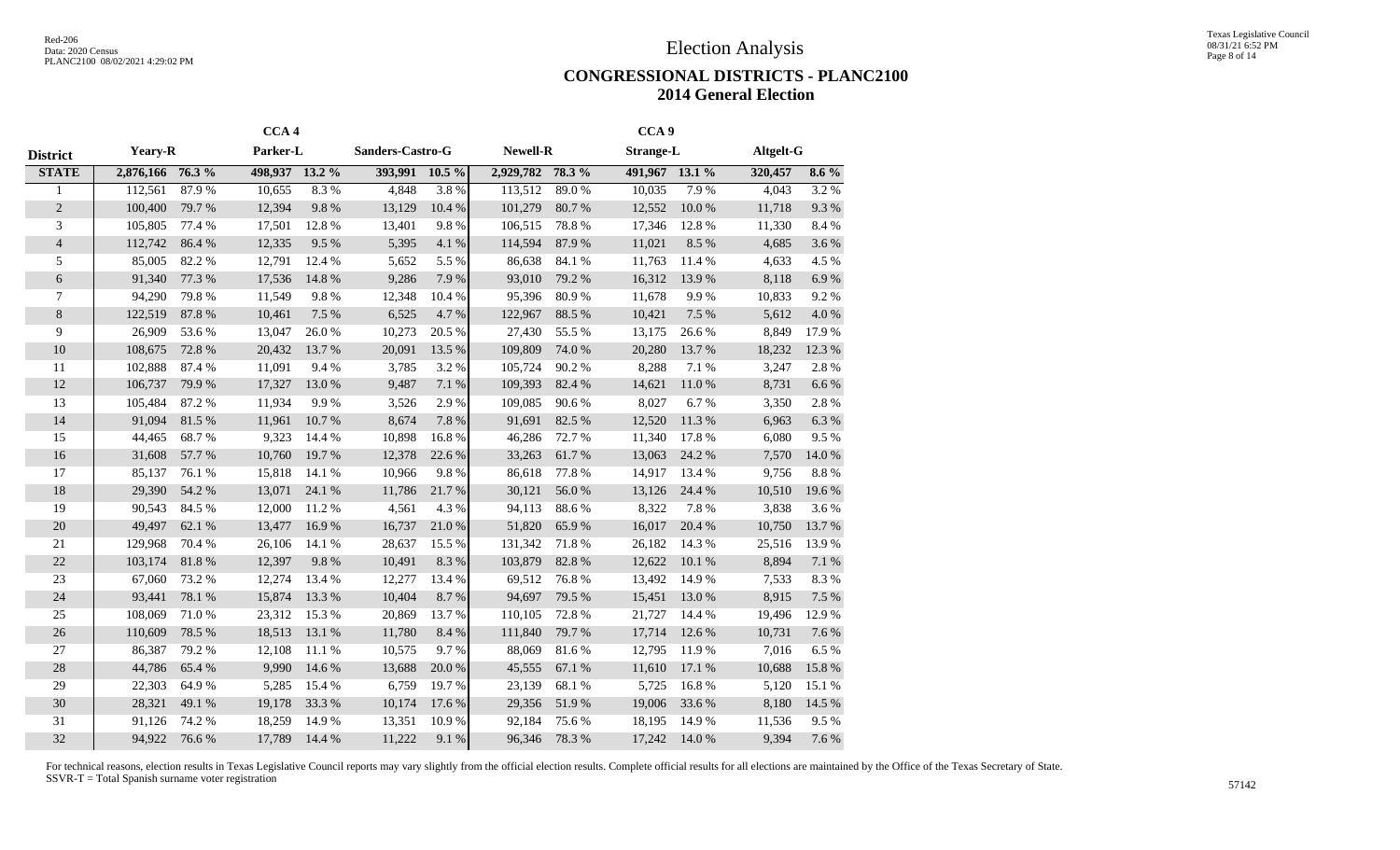# Election Analysis

## CONGRESSIONAL DISTRICTS - PLANC2100
## 2014 General Election

| | CCA 4 | | | | | | CCA 9 | | | | | |
|---|---|---|---|---|---|---|---|---|---|---|---|---|
| **District** | **Yeary-R** | | **Parker-L** | | **Sanders-Castro-G** | | **Newell-R** | | **Strange-L** | | **Altgelt-G** | |
| **STATE** | **2,876,166** | **76.3 %** | **498,937** | **13.2 %** | **393,991** | **10.5 %** | **2,929,782** | **78.3 %** | **491,967** | **13.1 %** | **320,457** | **8.6 %** |
| 1 | 112,561 | 87.9 % | 10,655 | 8.3 % | 4,848 | 3.8 % | 113,512 | 89.0 % | 10,035 | 7.9 % | 4,043 | 3.2 % |
| 2 | 100,400 | 79.7 % | 12,394 | 9.8 % | 13,129 | 10.4 % | 101,279 | 80.7 % | 12,552 | 10.0 % | 11,718 | 9.3 % |
| 3 | 105,805 | 77.4 % | 17,501 | 12.8 % | 13,401 | 9.8 % | 106,515 | 78.8 % | 17,346 | 12.8 % | 11,330 | 8.4 % |
| 4 | 112,742 | 86.4 % | 12,335 | 9.5 % | 5,395 | 4.1 % | 114,594 | 87.9 % | 11,021 | 8.5 % | 4,685 | 3.6 % |
| 5 | 85,005 | 82.2 % | 12,791 | 12.4 % | 5,652 | 5.5 % | 86,638 | 84.1 % | 11,763 | 11.4 % | 4,633 | 4.5 % |
| 6 | 91,340 | 77.3 % | 17,536 | 14.8 % | 9,286 | 7.9 % | 93,010 | 79.2 % | 16,312 | 13.9 % | 8,118 | 6.9 % |
| 7 | 94,290 | 79.8 % | 11,549 | 9.8 % | 12,348 | 10.4 % | 95,396 | 80.9 % | 11,678 | 9.9 % | 10,833 | 9.2 % |
| 8 | 122,519 | 87.8 % | 10,461 | 7.5 % | 6,525 | 4.7 % | 122,967 | 88.5 % | 10,421 | 7.5 % | 5,612 | 4.0 % |
| 9 | 26,909 | 53.6 % | 13,047 | 26.0 % | 10,273 | 20.5 % | 27,430 | 55.5 % | 13,175 | 26.6 % | 8,849 | 17.9 % |
| 10 | 108,675 | 72.8 % | 20,432 | 13.7 % | 20,091 | 13.5 % | 109,809 | 74.0 % | 20,280 | 13.7 % | 18,232 | 12.3 % |
| 11 | 102,888 | 87.4 % | 11,091 | 9.4 % | 3,785 | 3.2 % | 105,724 | 90.2 % | 8,288 | 7.1 % | 3,247 | 2.8 % |
| 12 | 106,737 | 79.9 % | 17,327 | 13.0 % | 9,487 | 7.1 % | 109,393 | 82.4 % | 14,621 | 11.0 % | 8,731 | 6.6 % |
| 13 | 105,484 | 87.2 % | 11,934 | 9.9 % | 3,526 | 2.9 % | 109,085 | 90.6 % | 8,027 | 6.7 % | 3,350 | 2.8 % |
| 14 | 91,094 | 81.5 % | 11,961 | 10.7 % | 8,674 | 7.8 % | 91,691 | 82.5 % | 12,520 | 11.3 % | 6,963 | 6.3 % |
| 15 | 44,465 | 68.7 % | 9,323 | 14.4 % | 10,898 | 16.8 % | 46,286 | 72.7 % | 11,340 | 17.8 % | 6,080 | 9.5 % |
| 16 | 31,608 | 57.7 % | 10,760 | 19.7 % | 12,378 | 22.6 % | 33,263 | 61.7 % | 13,063 | 24.2 % | 7,570 | 14.0 % |
| 17 | 85,137 | 76.1 % | 15,818 | 14.1 % | 10,966 | 9.8 % | 86,618 | 77.8 % | 14,917 | 13.4 % | 9,756 | 8.8 % |
| 18 | 29,390 | 54.2 % | 13,071 | 24.1 % | 11,786 | 21.7 % | 30,121 | 56.0 % | 13,126 | 24.4 % | 10,510 | 19.6 % |
| 19 | 90,543 | 84.5 % | 12,000 | 11.2 % | 4,561 | 4.3 % | 94,113 | 88.6 % | 8,322 | 7.8 % | 3,838 | 3.6 % |
| 20 | 49,497 | 62.1 % | 13,477 | 16.9 % | 16,737 | 21.0 % | 51,820 | 65.9 % | 16,017 | 20.4 % | 10,750 | 13.7 % |
| 21 | 129,968 | 70.4 % | 26,106 | 14.1 % | 28,637 | 15.5 % | 131,342 | 71.8 % | 26,182 | 14.3 % | 25,516 | 13.9 % |
| 22 | 103,174 | 81.8 % | 12,397 | 9.8 % | 10,491 | 8.3 % | 103,879 | 82.8 % | 12,622 | 10.1 % | 8,894 | 7.1 % |
| 23 | 67,060 | 73.2 % | 12,274 | 13.4 % | 12,277 | 13.4 % | 69,512 | 76.8 % | 13,492 | 14.9 % | 7,533 | 8.3 % |
| 24 | 93,441 | 78.1 % | 15,874 | 13.3 % | 10,404 | 8.7 % | 94,697 | 79.5 % | 15,451 | 13.0 % | 8,915 | 7.5 % |
| 25 | 108,069 | 71.0 % | 23,312 | 15.3 % | 20,869 | 13.7 % | 110,105 | 72.8 % | 21,727 | 14.4 % | 19,496 | 12.9 % |
| 26 | 110,609 | 78.5 % | 18,513 | 13.1 % | 11,780 | 8.4 % | 111,840 | 79.7 % | 17,714 | 12.6 % | 10,731 | 7.6 % |
| 27 | 86,387 | 79.2 % | 12,108 | 11.1 % | 10,575 | 9.7 % | 88,069 | 81.6 % | 12,795 | 11.9 % | 7,016 | 6.5 % |
| 28 | 44,786 | 65.4 % | 9,990 | 14.6 % | 13,688 | 20.0 % | 45,555 | 67.1 % | 11,610 | 17.1 % | 10,688 | 15.8 % |
| 29 | 22,303 | 64.9 % | 5,285 | 15.4 % | 6,759 | 19.7 % | 23,139 | 68.1 % | 5,725 | 16.8 % | 5,120 | 15.1 % |
| 30 | 28,321 | 49.1 % | 19,178 | 33.3 % | 10,174 | 17.6 % | 29,356 | 51.9 % | 19,006 | 33.6 % | 8,180 | 14.5 % |
| 31 | 91,126 | 74.2 % | 18,259 | 14.9 % | 13,351 | 10.9 % | 92,184 | 75.6 % | 18,195 | 14.9 % | 11,536 | 9.5 % |
| 32 | 94,922 | 76.6 % | 17,789 | 14.4 % | 11,222 | 9.1 % | 96,346 | 78.3 % | 17,242 | 14.0 % | 9,394 | 7.6 % |

For technical reasons, election results in Texas Legislative Council reports may vary slightly from the official election results. Complete official results for all elections are maintained by the Office of the Texas Secretary of State.
SSVR-T = Total Spanish surname voter registration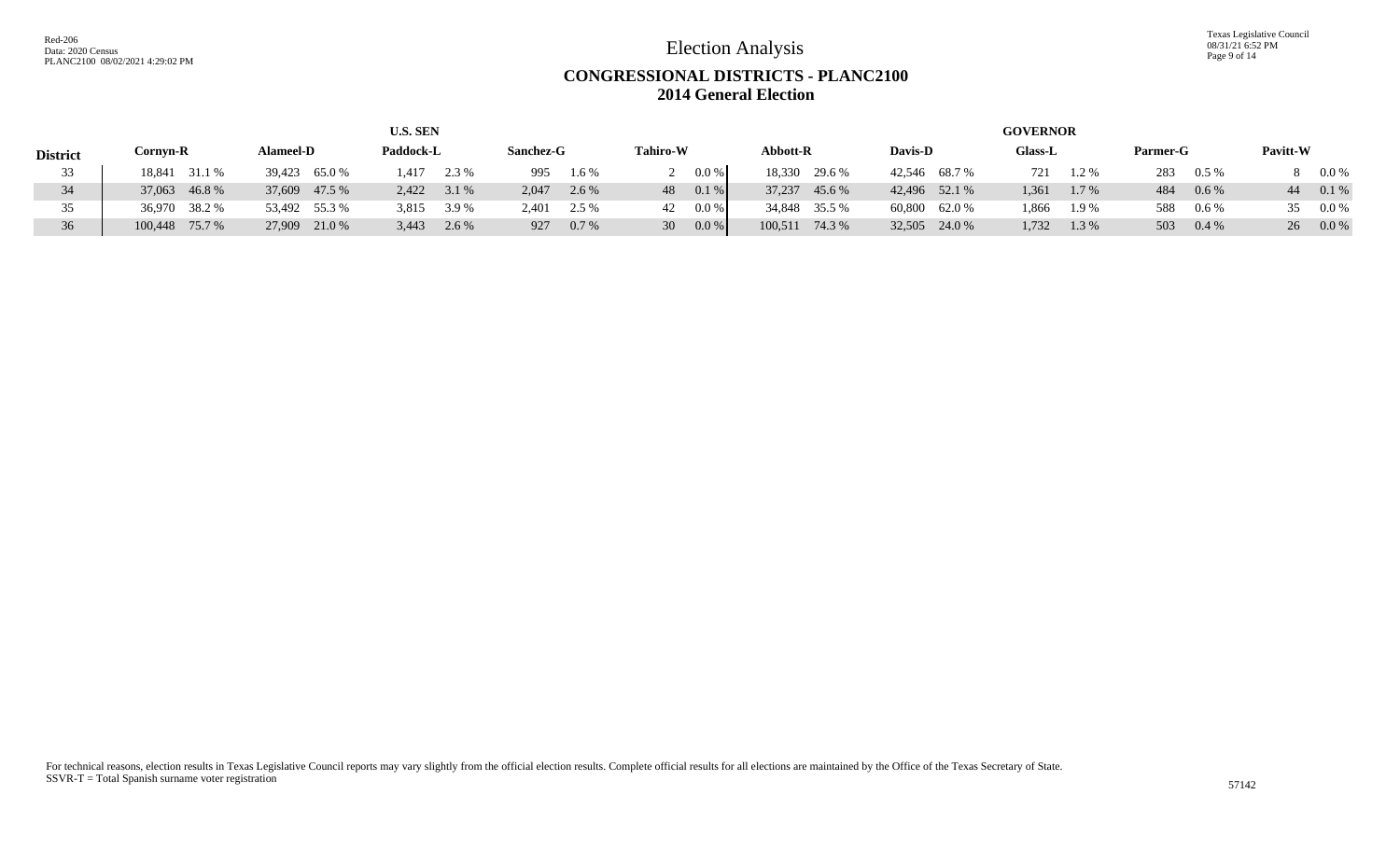# Election Analysis

## CONGRESSIONAL DISTRICTS - PLANC2100
## 2014 General Election

| | U.S. SEN | | | | | | | | | | GOVERNOR | | | | | | | | | |
|---|---|---|---|---|---|---|---|---|---|---|---|---|---|---|---|---|---|---|---|---|
| District | Cornyn-R | | Alameel-D | | Paddock-L | | Sanchez-G | | Tahiro-W | | Abbott-R | | Davis-D | | Glass-L | | Parmer-G | | Pavitt-W | |
| 33 | 18,841 | 31.1 % | 39,423 | 65.0 % | 1,417 | 2.3 % | 995 | 1.6 % | 2 | 0.0 % | 18,330 | 29.6 % | 42,546 | 68.7 % | 721 | 1.2 % | 283 | 0.5 % | 8 | 0.0 % |
| 34 | 37,063 | 46.8 % | 37,609 | 47.5 % | 2,422 | 3.1 % | 2,047 | 2.6 % | 48 | 0.1 % | 37,237 | 45.6 % | 42,496 | 52.1 % | 1,361 | 1.7 % | 484 | 0.6 % | 44 | 0.1 % |
| 35 | 36,970 | 38.2 % | 53,492 | 55.3 % | 3,815 | 3.9 % | 2,401 | 2.5 % | 42 | 0.0 % | 34,848 | 35.5 % | 60,800 | 62.0 % | 1,866 | 1.9 % | 588 | 0.6 % | 35 | 0.0 % |
| 36 | 100,448 | 75.7 % | 27,909 | 21.0 % | 3,443 | 2.6 % | 927 | 0.7 % | 30 | 0.0 % | 100,511 | 74.3 % | 32,505 | 24.0 % | 1,732 | 1.3 % | 503 | 0.4 % | 26 | 0.0 % |

For technical reasons, election results in Texas Legislative Council reports may vary slightly from the official election results. Complete official results for all elections are maintained by the Office of the Texas Secretary of State.
SSVR-T = Total Spanish surname voter registration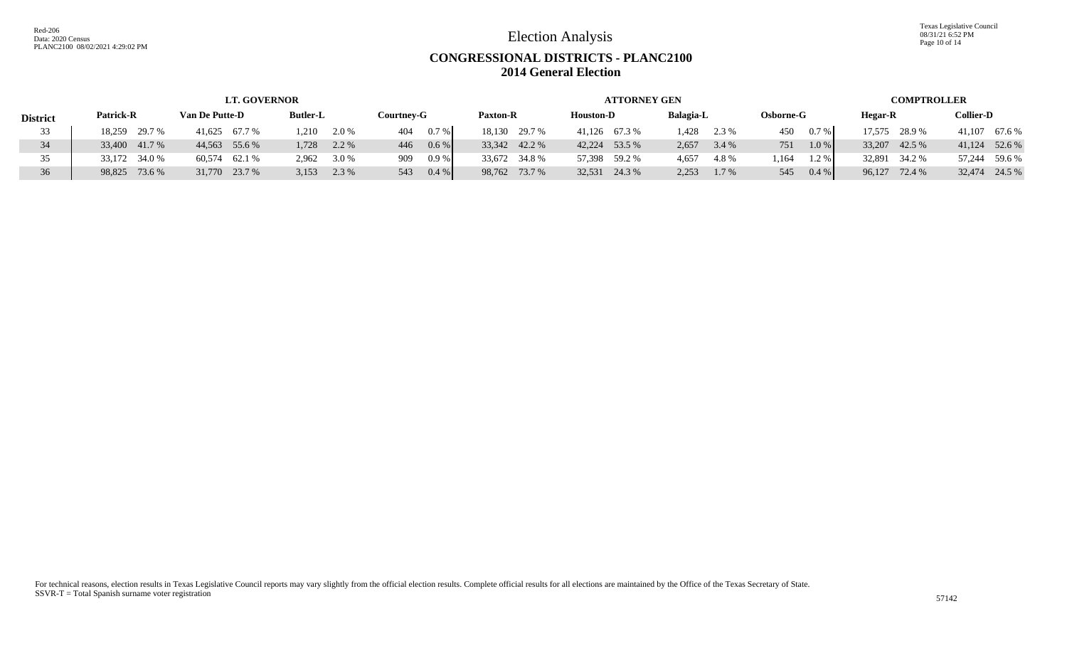# Election Analysis

## CONGRESSIONAL DISTRICTS - PLANC2100
## 2014 General Election

| District | LT. GOVERNOR | | | | | | | | ATTORNEY GEN | | | | | | | | COMPTROLLER | | | |
|---|---|---|---|---|---|---|---|---|---|---|---|---|---|---|---|---|---|---|---|---|
| | Patrick-R | | Van De Putte-D | | Butler-L | | Courtney-G | | Paxton-R | | Houston-D | | Balagia-L | | Osborne-G | | Hegar-R | | Collier-D | |
| 33 | 18,259 | 29.7 % | 41,625 | 67.7 % | 1,210 | 2.0 % | 404 | 0.7 % | 18,130 | 29.7 % | 41,126 | 67.3 % | 1,428 | 2.3 % | 450 | 0.7 % | 17,575 | 28.9 % | 41,107 | 67.6 % |
| 34 | 33,400 | 41.7 % | 44,563 | 55.6 % | 1,728 | 2.2 % | 446 | 0.6 % | 33,342 | 42.2 % | 42,224 | 53.5 % | 2,657 | 3.4 % | 751 | 1.0 % | 33,207 | 42.5 % | 41,124 | 52.6 % |
| 35 | 33,172 | 34.0 % | 60,574 | 62.1 % | 2,962 | 3.0 % | 909 | 0.9 % | 33,672 | 34.8 % | 57,398 | 59.2 % | 4,657 | 4.8 % | 1,164 | 1.2 % | 32,891 | 34.2 % | 57,244 | 59.6 % |
| 36 | 98,825 | 73.6 % | 31,770 | 23.7 % | 3,153 | 2.3 % | 543 | 0.4 % | 98,762 | 73.7 % | 32,531 | 24.3 % | 2,253 | 1.7 % | 545 | 0.4 % | 96,127 | 72.4 % | 32,474 | 24.5 % |

For technical reasons, election results in Texas Legislative Council reports may vary slightly from the official election results. Complete official results for all elections are maintained by the Office of the Texas Secretary of State.
SSVR-T = Total Spanish surname voter registration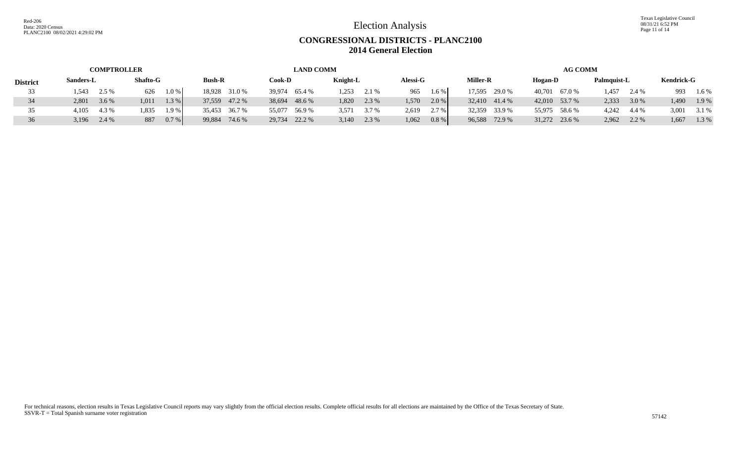# Election Analysis

## CONGRESSIONAL DISTRICTS - PLANC2100
## 2014 General Election

| District | COMPTROLLER | | | | LAND COMM | | | | | | | | AG COMM | | | | | | | |
|---|---|---|---|---|---|---|---|---|---|---|---|---|---|---|---|---|---|---|---|---|
| | Sanders-L | | Shafto-G | | Bush-R | | Cook-D | | Knight-L | | Alessi-G | | Miller-R | | Hogan-D | | Palmquist-L | | Kendrick-G | |
| 33 | 1,543 | 2.5 % | 626 | 1.0 % | 18,928 | 31.0 % | 39,974 | 65.4 % | 1,253 | 2.1 % | 965 | 1.6 % | 17,595 | 29.0 % | 40,701 | 67.0 % | 1,457 | 2.4 % | 993 | 1.6 % |
| 34 | 2,801 | 3.6 % | 1,011 | 1.3 % | 37,559 | 47.2 % | 38,694 | 48.6 % | 1,820 | 2.3 % | 1,570 | 2.0 % | 32,410 | 41.4 % | 42,010 | 53.7 % | 2,333 | 3.0 % | 1,490 | 1.9 % |
| 35 | 4,105 | 4.3 % | 1,835 | 1.9 % | 35,453 | 36.7 % | 55,077 | 56.9 % | 3,571 | 3.7 % | 2,619 | 2.7 % | 32,359 | 33.9 % | 55,975 | 58.6 % | 4,242 | 4.4 % | 3,001 | 3.1 % |
| 36 | 3,196 | 2.4 % | 887 | 0.7 % | 99,884 | 74.6 % | 29,734 | 22.2 % | 3,140 | 2.3 % | 1,062 | 0.8 % | 96,588 | 72.9 % | 31,272 | 23.6 % | 2,962 | 2.2 % | 1,667 | 1.3 % |

For technical reasons, election results in Texas Legislative Council reports may vary slightly from the official election results. Complete official results for all elections are maintained by the Office of the Texas Secretary of State.
SSVR-T = Total Spanish surname voter registration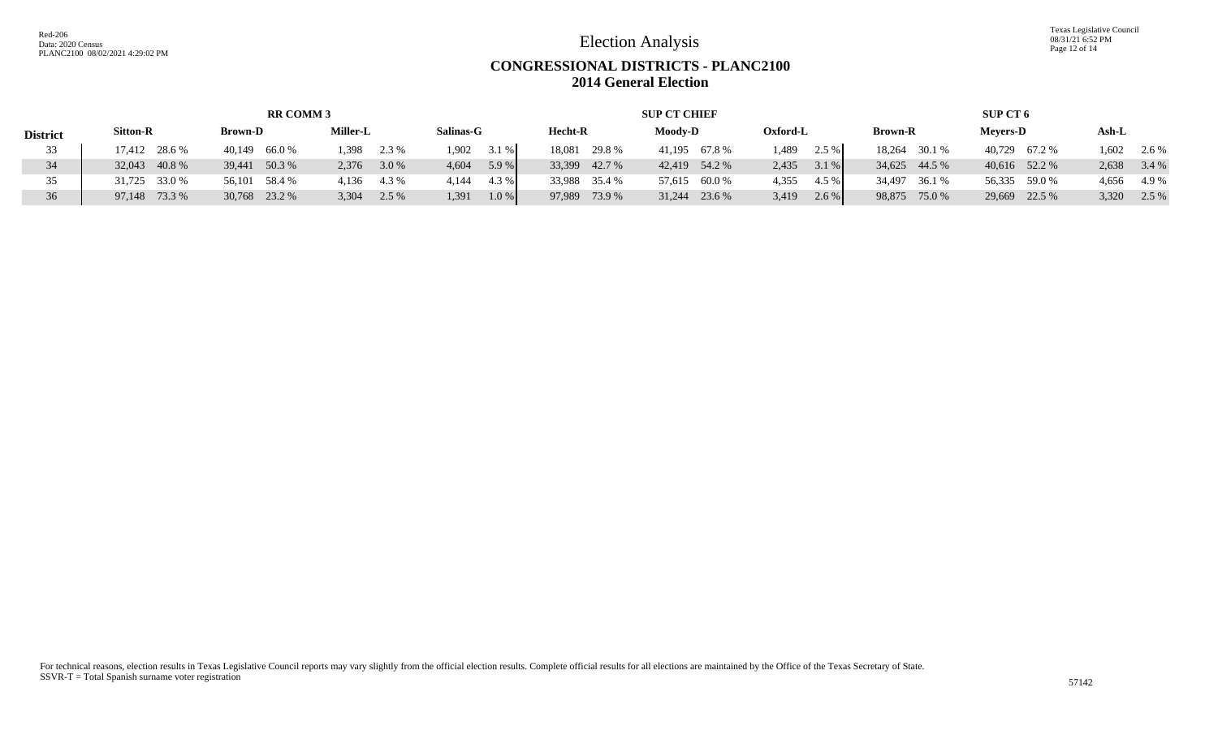# Election Analysis

## CONGRESSIONAL DISTRICTS - PLANC2100
## 2014 General Election

| | RR COMM 3 | | | | | | | | SUP CT CHIEF | | | | | | SUP CT 6 | | | | | |
|---|---|---|---|---|---|---|---|---|---|---|---|---|---|---|---|---|---|---|---|---|
| **District** | **Sitton-R** | | **Brown-D** | | **Miller-L** | | **Salinas-G** | | **Hecht-R** | | **Moody-D** | | **Oxford-L** | | **Brown-R** | | **Meyers-D** | | **Ash-L** | |
| 33 | 17,412 | 28.6 % | 40,149 | 66.0 % | 1,398 | 2.3 % | 1,902 | 3.1 % | 18,081 | 29.8 % | 41,195 | 67.8 % | 1,489 | 2.5 % | 18,264 | 30.1 % | 40,729 | 67.2 % | 1,602 | 2.6 % |
| 34 | 32,043 | 40.8 % | 39,441 | 50.3 % | 2,376 | 3.0 % | 4,604 | 5.9 % | 33,399 | 42.7 % | 42,419 | 54.2 % | 2,435 | 3.1 % | 34,625 | 44.5 % | 40,616 | 52.2 % | 2,638 | 3.4 % |
| 35 | 31,725 | 33.0 % | 56,101 | 58.4 % | 4,136 | 4.3 % | 4,144 | 4.3 % | 33,988 | 35.4 % | 57,615 | 60.0 % | 4,355 | 4.5 % | 34,497 | 36.1 % | 56,335 | 59.0 % | 4,656 | 4.9 % |
| 36 | 97,148 | 73.3 % | 30,768 | 23.2 % | 3,304 | 2.5 % | 1,391 | 1.0 % | 97,989 | 73.9 % | 31,244 | 23.6 % | 3,419 | 2.6 % | 98,875 | 75.0 % | 29,669 | 22.5 % | 3,320 | 2.5 % |

For technical reasons, election results in Texas Legislative Council reports may vary slightly from the official election results. Complete official results for all elections are maintained by the Office of the Texas Secretary of State.
SSVR-T = Total Spanish surname voter registration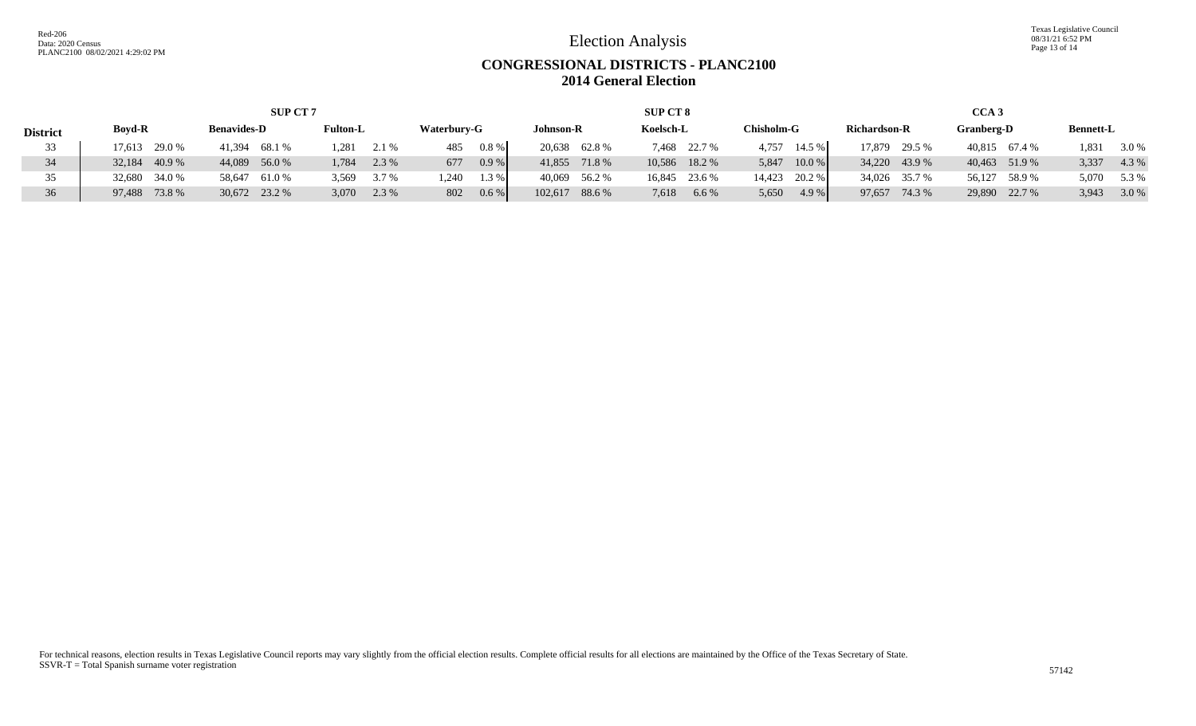# Election Analysis

## CONGRESSIONAL DISTRICTS - PLANC2100
## 2014 General Election

| District | SUP CT 7 | | | | | | | | SUP CT 8 | | | | | | CCA 3 | | | | | |
|---|---|---|---|---|---|---|---|---|---|---|---|---|---|---|---|---|---|---|---|---|
| | Boyd-R | | Benavides-D | | Fulton-L | | Waterbury-G | | Johnson-R | | Koelsch-L | | Chisholm-G | | Richardson-R | | Granberg-D | | Bennett-L | |
| 33 | 17,613 | 29.0 % | 41,394 | 68.1 % | 1,281 | 2.1 % | 485 | 0.8 % | 20,638 | 62.8 % | 7,468 | 22.7 % | 4,757 | 14.5 % | 17,879 | 29.5 % | 40,815 | 67.4 % | 1,831 | 3.0 % |
| 34 | 32,184 | 40.9 % | 44,089 | 56.0 % | 1,784 | 2.3 % | 677 | 0.9 % | 41,855 | 71.8 % | 10,586 | 18.2 % | 5,847 | 10.0 % | 34,220 | 43.9 % | 40,463 | 51.9 % | 3,337 | 4.3 % |
| 35 | 32,680 | 34.0 % | 58,647 | 61.0 % | 3,569 | 3.7 % | 1,240 | 1.3 % | 40,069 | 56.2 % | 16,845 | 23.6 % | 14,423 | 20.2 % | 34,026 | 35.7 % | 56,127 | 58.9 % | 5,070 | 5.3 % |
| 36 | 97,488 | 73.8 % | 30,672 | 23.2 % | 3,070 | 2.3 % | 802 | 0.6 % | 102,617 | 88.6 % | 7,618 | 6.6 % | 5,650 | 4.9 % | 97,657 | 74.3 % | 29,890 | 22.7 % | 3,943 | 3.0 % |

For technical reasons, election results in Texas Legislative Council reports may vary slightly from the official election results. Complete official results for all elections are maintained by the Office of the Texas Secretary of State.
SSVR-T = Total Spanish surname voter registration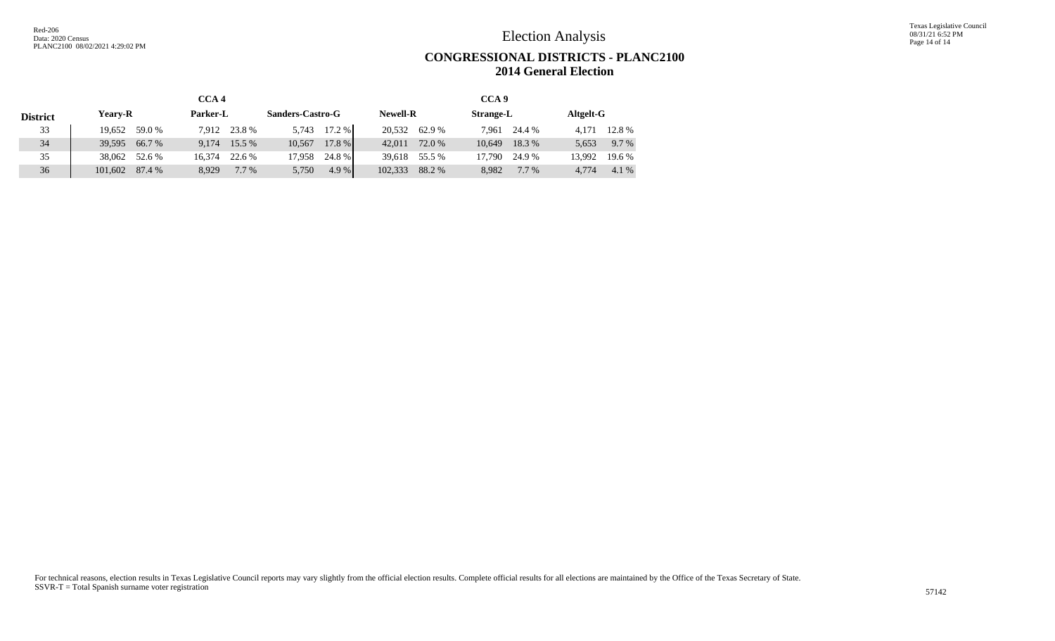# Election Analysis

## CONGRESSIONAL DISTRICTS - PLANC2100
## 2014 General Election

| | CCA 4 | | | | | | CCA 9 | | | | | |
|---|---|---|---|---|---|---|---|---|---|---|---|---|
| **District** | **Yeary-R** | | **Parker-L** | | **Sanders-Castro-G** | | **Newell-R** | | **Strange-L** | | **Altgelt-G** | |
| 33 | 19,652 | 59.0 % | 7,912 | 23.8 % | 5,743 | 17.2 % | 20,532 | 62.9 % | 7,961 | 24.4 % | 4,171 | 12.8 % |
| 34 | 39,595 | 66.7 % | 9,174 | 15.5 % | 10,567 | 17.8 % | 42,011 | 72.0 % | 10,649 | 18.3 % | 5,653 | 9.7 % |
| 35 | 38,062 | 52.6 % | 16,374 | 22.6 % | 17,958 | 24.8 % | 39,618 | 55.5 % | 17,790 | 24.9 % | 13,992 | 19.6 % |
| 36 | 101,602 | 87.4 % | 8,929 | 7.7 % | 5,750 | 4.9 % | 102,333 | 88.2 % | 8,982 | 7.7 % | 4,774 | 4.1 % |

For technical reasons, election results in Texas Legislative Council reports may vary slightly from the official election results. Complete official results for all elections are maintained by the Office of the Texas Secretary of State.
SSVR-T = Total Spanish surname voter registration